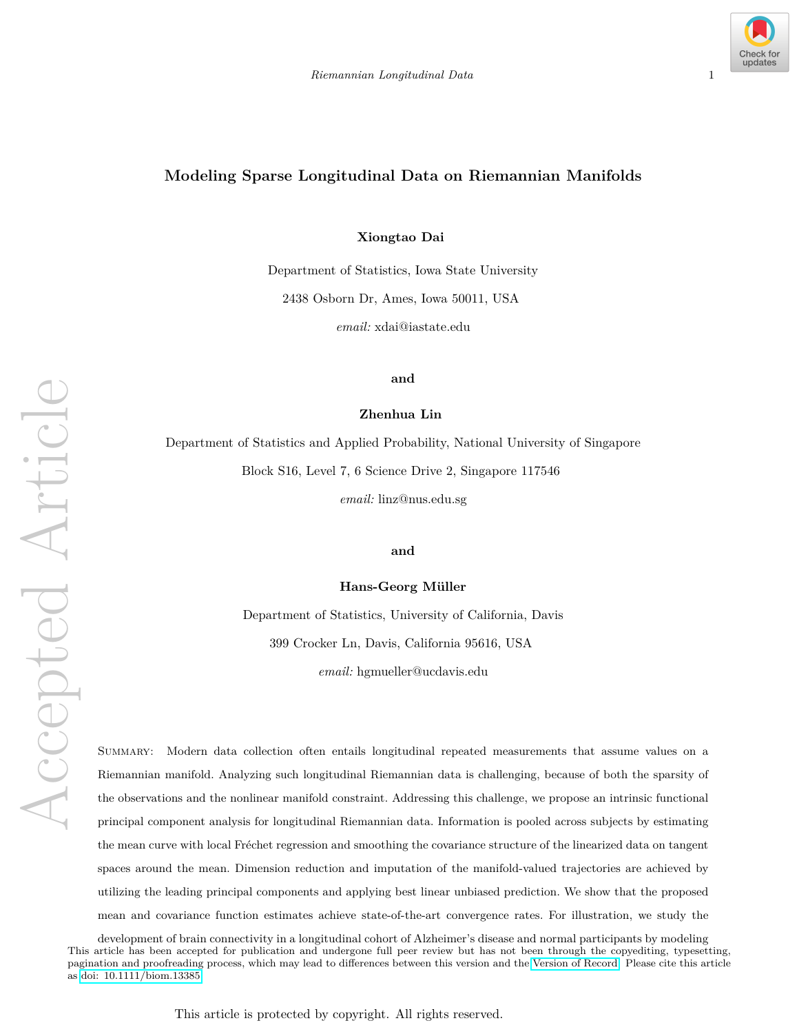# Modeling Sparse Longitudinal Data on Riemannian Manifolds

**Xiongtao Dai**

Department of Statistics, Iowa State University

2438 Osborn Dr, Ames, Iowa 50011, USA

*email:* xdai@iastate.edu

**and**

**Zhenhua Lin**

Department of Statistics and Applied Probability, National University of Singapore

Block S16, Level 7, 6 Science Drive 2, Singapore 117546

*email:* linz@nus.edu.sg

**and**

**Hans-Georg Müller**

Department of Statistics, University of California, Davis

399 Crocker Ln, Davis, California 95616, USA

*email:* hgmueller@ucdavis.edu

Summary: Modern data collection often entails longitudinal repeated measurements that assume values on a Riemannian manifold. Analyzing such longitudinal Riemannian data is challenging, because of both the sparsity of the observations and the nonlinear manifold constraint. Addressing this challenge, we propose an intrinsic functional principal component analysis for longitudinal Riemannian data. Information is pooled across subjects by estimating the mean curve with local Fréchet regression and smoothing the covariance structure of the linearized data on tangent spaces around the mean. Dimension reduction and imputation of the manifold-valued trajectories are achieved by utilizing the leading principal components and applying best linear unbiased prediction. We show that the proposed mean and covariance function estimates achieve state-of-the-art convergence rates. For illustration, we study the development of brain connectivity in a longitudinal cohort of Alzheimer's disease and normal participants by modeling

This article has been accepted for publication and undergone full peer review but has not been through the copyediting, typesetting, pagination and proofreading process, which may lead to differences between this version and the Version of Record. Please cite this article as doi: 10.1111/biom.13385

This article is protected by copyright. All rights reserved.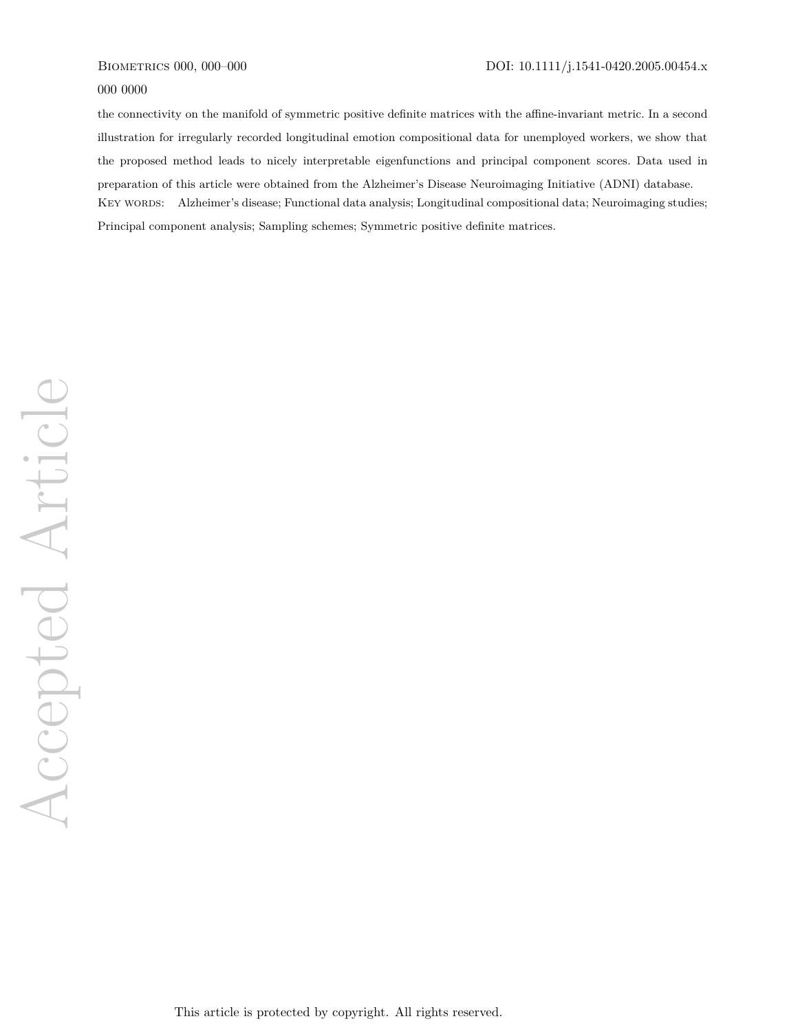the connectivity on the manifold of symmetric positive definite matrices with the affine-invariant metric. In a second illustration for irregularly recorded longitudinal emotion compositional data for unemployed workers, we show that the proposed method leads to nicely interpretable eigenfunctions and principal component scores. Data used in preparation of this article were obtained from the Alzheimer's Disease Neuroimaging Initiative (ADNI) database.

KEY WORDS: Alzheimer's disease; Functional data analysis; Longitudinal compositional data; Neuroimaging studies; Principal component analysis; Sampling schemes; Symmetric positive definite matrices.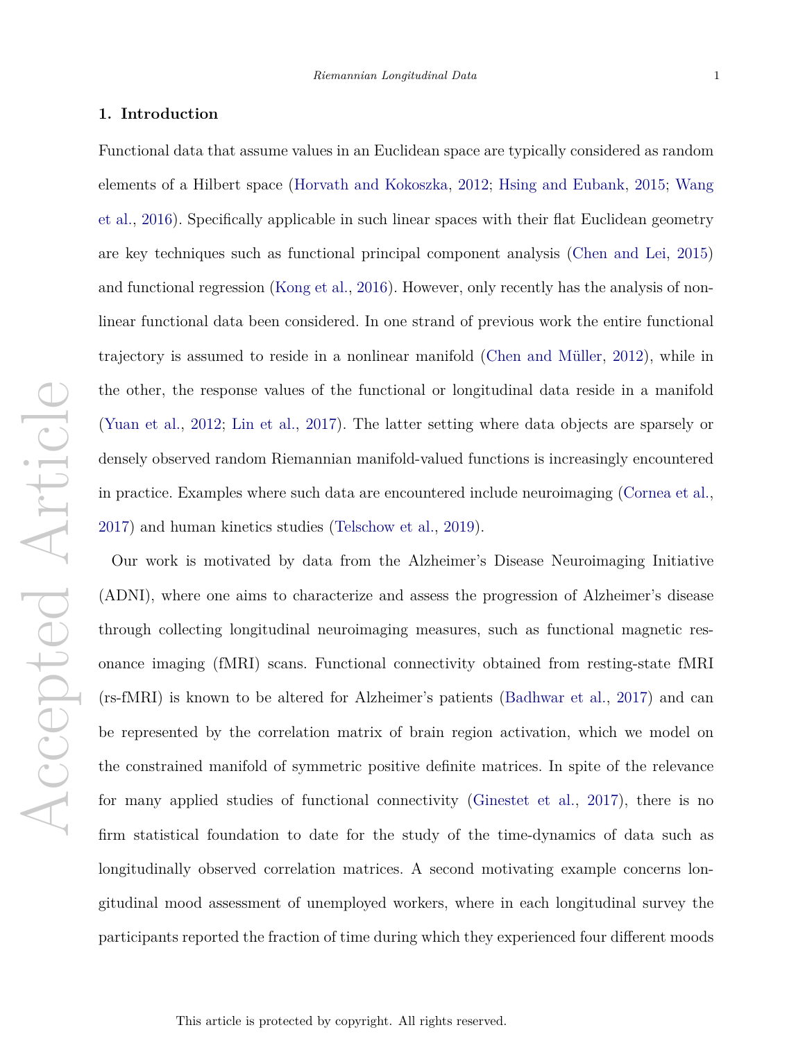## 1. Introduction

Functional data that assume values in an Euclidean space are typically considered as random elements of a Hilbert space (Horvath and Kokoszka, 2012; Hsing and Eubank, 2015; Wang et al., 2016). Specifically applicable in such linear spaces with their flat Euclidean geometry are key techniques such as functional principal component analysis (Chen and Lei, 2015) and functional regression (Kong et al., 2016). However, only recently has the analysis of nonlinear functional data been considered. In one strand of previous work the entire functional trajectory is assumed to reside in a nonlinear manifold (Chen and Müller, 2012), while in the other, the response values of the functional or longitudinal data reside in a manifold (Yuan et al., 2012; Lin et al., 2017). The latter setting where data objects are sparsely or densely observed random Riemannian manifold-valued functions is increasingly encountered in practice. Examples where such data are encountered include neuroimaging (Cornea et al., 2017) and human kinetics studies (Telschow et al., 2019).

Our work is motivated by data from the Alzheimer's Disease Neuroimaging Initiative (ADNI), where one aims to characterize and assess the progression of Alzheimer's disease through collecting longitudinal neuroimaging measures, such as functional magnetic resonance imaging (fMRI) scans. Functional connectivity obtained from resting-state fMRI (rs-fMRI) is known to be altered for Alzheimer's patients (Badhwar et al., 2017) and can be represented by the correlation matrix of brain region activation, which we model on the constrained manifold of symmetric positive definite matrices. In spite of the relevance for many applied studies of functional connectivity (Ginestet et al., 2017), there is no firm statistical foundation to date for the study of the time-dynamics of data such as longitudinally observed correlation matrices. A second motivating example concerns longitudinal mood assessment of unemployed workers, where in each longitudinal survey the participants reported the fraction of time during which they experienced four different moods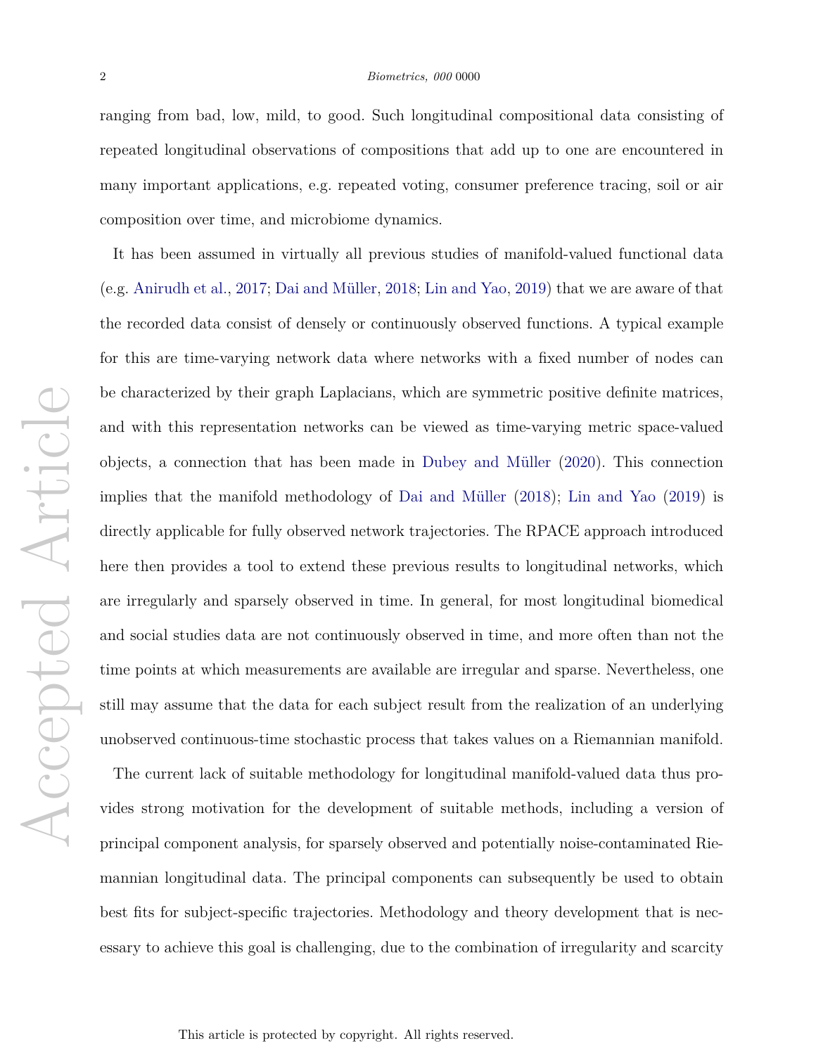ranging from bad, low, mild, to good. Such longitudinal compositional data consisting of repeated longitudinal observations of compositions that add up to one are encountered in many important applications, e.g. repeated voting, consumer preference tracing, soil or air composition over time, and microbiome dynamics.

It has been assumed in virtually all previous studies of manifold-valued functional data (e.g. Anirudh et al., 2017; Dai and Müller, 2018; Lin and Yao, 2019) that we are aware of that the recorded data consist of densely or continuously observed functions. A typical example for this are time-varying network data where networks with a fixed number of nodes can be characterized by their graph Laplacians, which are symmetric positive definite matrices, and with this representation networks can be viewed as time-varying metric space-valued objects, a connection that has been made in Dubey and Müller (2020). This connection implies that the manifold methodology of Dai and Müller (2018); Lin and Yao (2019) is directly applicable for fully observed network trajectories. The RPACE approach introduced here then provides a tool to extend these previous results to longitudinal networks, which are irregularly and sparsely observed in time. In general, for most longitudinal biomedical and social studies data are not continuously observed in time, and more often than not the time points at which measurements are available are irregular and sparse. Nevertheless, one still may assume that the data for each subject result from the realization of an underlying unobserved continuous-time stochastic process that takes values on a Riemannian manifold.

The current lack of suitable methodology for longitudinal manifold-valued data thus provides strong motivation for the development of suitable methods, including a version of principal component analysis, for sparsely observed and potentially noise-contaminated Riemannian longitudinal data. The principal components can subsequently be used to obtain best fits for subject-specific trajectories. Methodology and theory development that is necessary to achieve this goal is challenging, due to the combination of irregularity and scarcity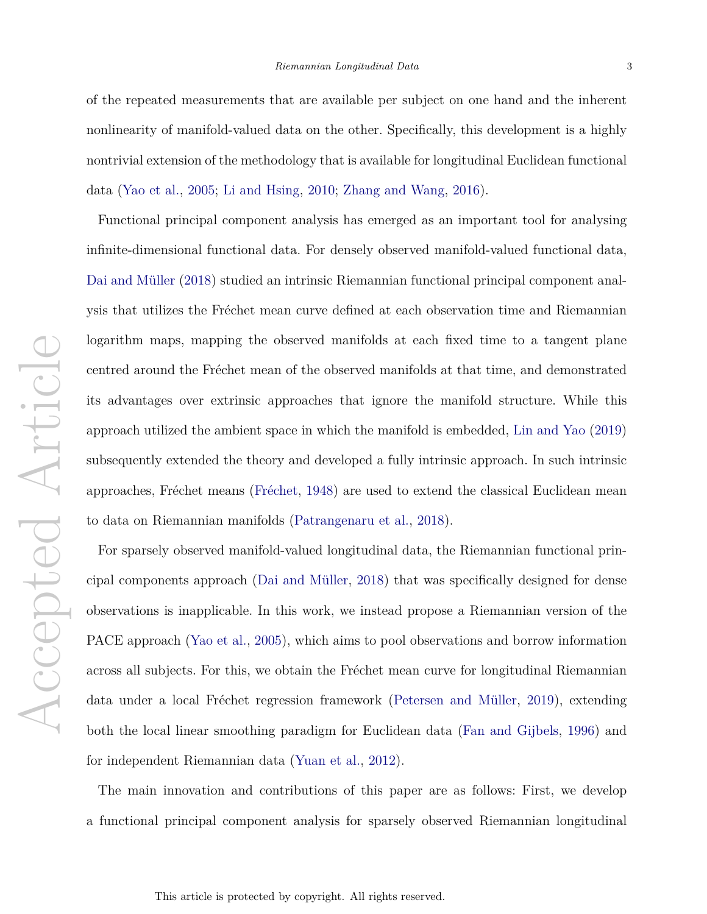of the repeated measurements that are available per subject on one hand and the inherent nonlinearity of manifold-valued data on the other. Specifically, this development is a highly nontrivial extension of the methodology that is available for longitudinal Euclidean functional data (Yao et al., 2005; Li and Hsing, 2010; Zhang and Wang, 2016).

Functional principal component analysis has emerged as an important tool for analysing infinite-dimensional functional data. For densely observed manifold-valued functional data, Dai and Müller (2018) studied an intrinsic Riemannian functional principal component analysis that utilizes the Fréchet mean curve defined at each observation time and Riemannian logarithm maps, mapping the observed manifolds at each fixed time to a tangent plane centred around the Fréchet mean of the observed manifolds at that time, and demonstrated its advantages over extrinsic approaches that ignore the manifold structure. While this approach utilized the ambient space in which the manifold is embedded, Lin and Yao (2019) subsequently extended the theory and developed a fully intrinsic approach. In such intrinsic approaches, Fréchet means (Fréchet, 1948) are used to extend the classical Euclidean mean to data on Riemannian manifolds (Patrangenaru et al., 2018).

For sparsely observed manifold-valued longitudinal data, the Riemannian functional principal components approach (Dai and Müller, 2018) that was specifically designed for dense observations is inapplicable. In this work, we instead propose a Riemannian version of the PACE approach (Yao et al., 2005), which aims to pool observations and borrow information across all subjects. For this, we obtain the Fréchet mean curve for longitudinal Riemannian data under a local Fréchet regression framework (Petersen and Müller, 2019), extending both the local linear smoothing paradigm for Euclidean data (Fan and Gijbels, 1996) and for independent Riemannian data (Yuan et al., 2012).

The main innovation and contributions of this paper are as follows: First, we develop a functional principal component analysis for sparsely observed Riemannian longitudinal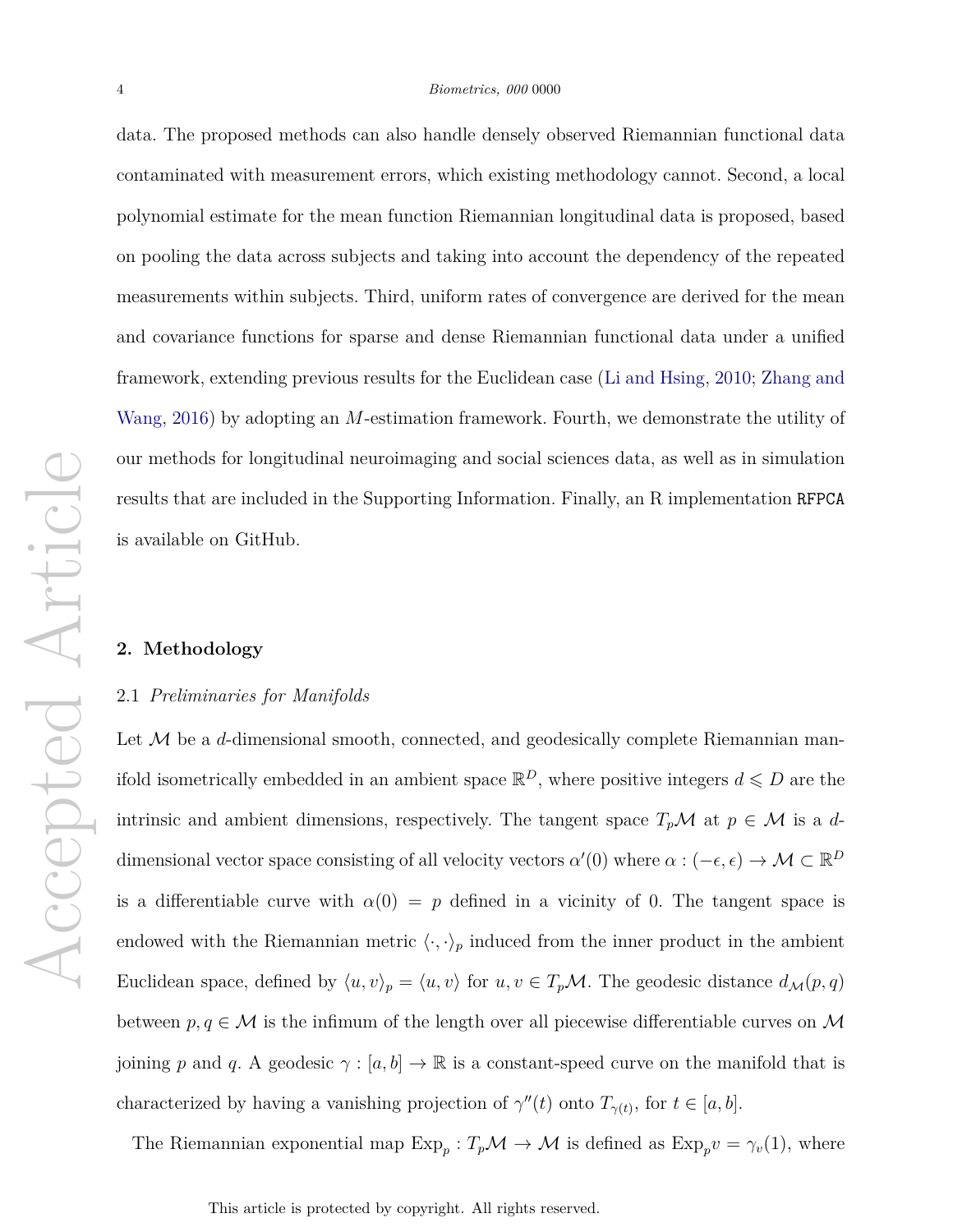data. The proposed methods can also handle densely observed Riemannian functional data contaminated with measurement errors, which existing methodology cannot. Second, a local polynomial estimate for the mean function Riemannian longitudinal data is proposed, based on pooling the data across subjects and taking into account the dependency of the repeated measurements within subjects. Third, uniform rates of convergence are derived for the mean and covariance functions for sparse and dense Riemannian functional data under a unified framework, extending previous results for the Euclidean case (Li and Hsing, 2010; Zhang and Wang, 2016) by adopting an $M$-estimation framework. Fourth, we demonstrate the utility of our methods for longitudinal neuroimaging and social sciences data, as well as in simulation results that are included in the Supporting Information. Finally, an R implementation `RFPCA` is available on GitHub.

## 2. Methodology

### 2.1 *Preliminaries for Manifolds*

Let $\mathcal{M}$ be a $d$-dimensional smooth, connected, and geodesically complete Riemannian manifold isometrically embedded in an ambient space $\mathbb{R}^D$, where positive integers $d \leqslant D$ are the intrinsic and ambient dimensions, respectively. The tangent space $T_p\mathcal{M}$ at $p \in \mathcal{M}$ is a $d$-dimensional vector space consisting of all velocity vectors $\alpha'(0)$ where $\alpha : (-\epsilon, \epsilon) \to \mathcal{M} \subset \mathbb{R}^D$ is a differentiable curve with $\alpha(0) = p$ defined in a vicinity of 0. The tangent space is endowed with the Riemannian metric $\langle \cdot, \cdot \rangle_p$ induced from the inner product in the ambient Euclidean space, defined by $\langle u, v \rangle_p = \langle u, v \rangle$ for $u, v \in T_p\mathcal{M}$. The geodesic distance $d_{\mathcal{M}}(p, q)$ between $p, q \in \mathcal{M}$ is the infimum of the length over all piecewise differentiable curves on $\mathcal{M}$ joining $p$ and $q$. A geodesic $\gamma : [a, b] \to \mathbb{R}$ is a constant-speed curve on the manifold that is characterized by having a vanishing projection of $\gamma''(t)$ onto $T_{\gamma(t)}$, for $t \in [a, b]$.

The Riemannian exponential map $\mathrm{Exp}_p : T_p\mathcal{M} \to \mathcal{M}$ is defined as $\mathrm{Exp}_p v = \gamma_v(1)$, where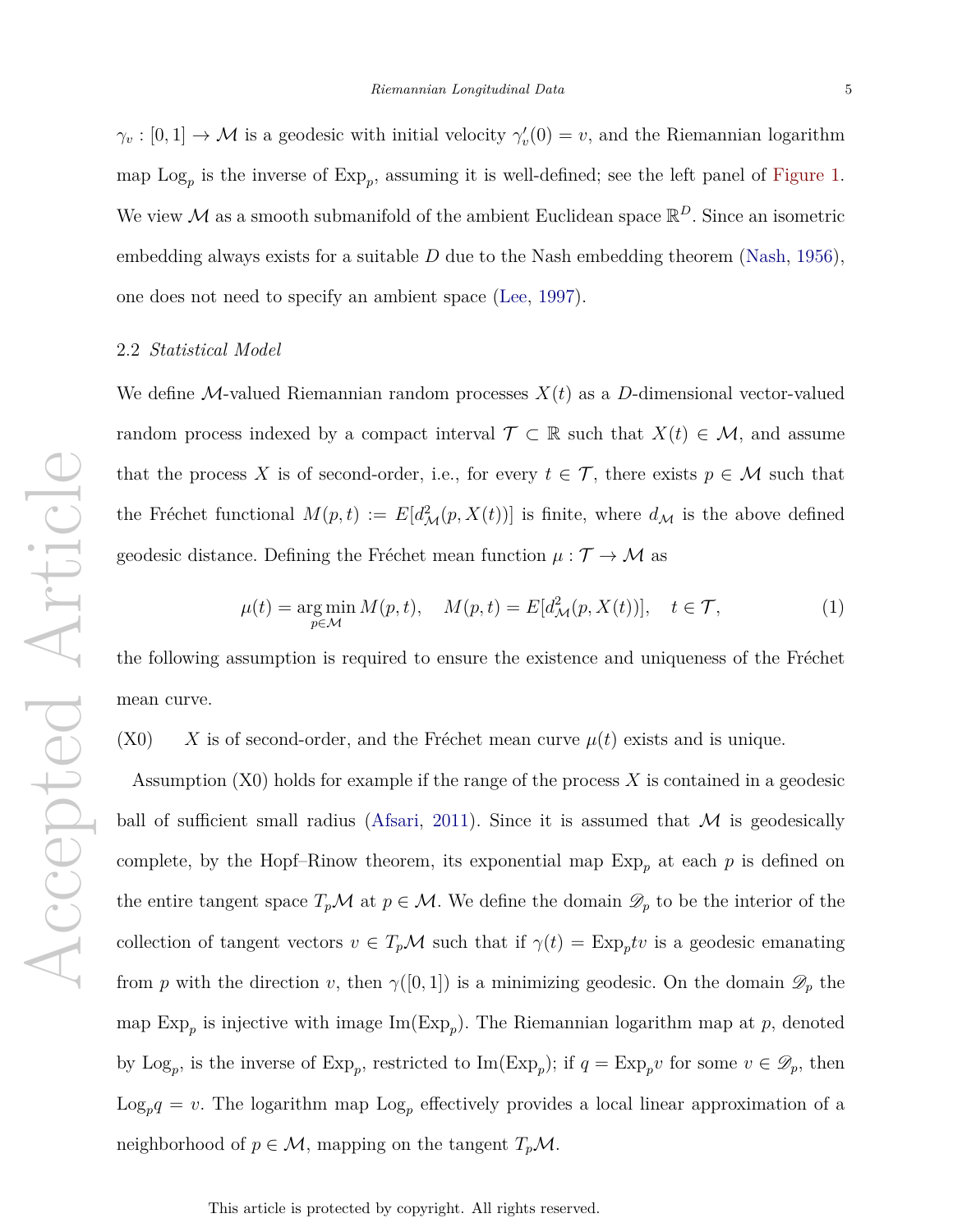$\gamma_v : [0, 1] \to \mathcal{M}$ is a geodesic with initial velocity $\gamma_v'(0) = v$, and the Riemannian logarithm map $\text{Log}_p$ is the inverse of $\text{Exp}_p$, assuming it is well-defined; see the left panel of Figure 1. We view $\mathcal{M}$ as a smooth submanifold of the ambient Euclidean space $\mathbb{R}^D$. Since an isometric embedding always exists for a suitable $D$ due to the Nash embedding theorem (Nash, 1956), one does not need to specify an ambient space (Lee, 1997).

## 2.2 *Statistical Model*

We define $\mathcal{M}$-valued Riemannian random processes $X(t)$ as a $D$-dimensional vector-valued random process indexed by a compact interval $\mathcal{T} \subset \mathbb{R}$ such that $X(t) \in \mathcal{M}$, and assume that the process $X$ is of second-order, i.e., for every $t \in \mathcal{T}$, there exists $p \in \mathcal{M}$ such that the Fréchet functional $M(p, t) := E[d^2_{\mathcal{M}}(p, X(t))]$ is finite, where $d_{\mathcal{M}}$ is the above defined geodesic distance. Defining the Fréchet mean function $\mu : \mathcal{T} \to \mathcal{M}$ as

$$\mu(t) = \underset{p \in \mathcal{M}}{\arg\min}\, M(p, t), \quad M(p, t) = E[d^2_{\mathcal{M}}(p, X(t))], \quad t \in \mathcal{T}, \tag{1}$$

the following assumption is required to ensure the existence and uniqueness of the Fréchet mean curve.

(X0) $X$ is of second-order, and the Fréchet mean curve $\mu(t)$ exists and is unique.

Assumption (X0) holds for example if the range of the process $X$ is contained in a geodesic ball of sufficient small radius (Afsari, 2011). Since it is assumed that $\mathcal{M}$ is geodesically complete, by the Hopf–Rinow theorem, its exponential map $\text{Exp}_p$ at each $p$ is defined on the entire tangent space $T_p\mathcal{M}$ at $p \in \mathcal{M}$. We define the domain $\mathscr{D}_p$ to be the interior of the collection of tangent vectors $v \in T_p\mathcal{M}$ such that if $\gamma(t) = \text{Exp}_p tv$ is a geodesic emanating from $p$ with the direction $v$, then $\gamma([0, 1])$ is a minimizing geodesic. On the domain $\mathscr{D}_p$ the map $\text{Exp}_p$ is injective with image $\text{Im}(\text{Exp}_p)$. The Riemannian logarithm map at $p$, denoted by $\text{Log}_p$, is the inverse of $\text{Exp}_p$, restricted to $\text{Im}(\text{Exp}_p)$; if $q = \text{Exp}_p v$ for some $v \in \mathscr{D}_p$, then $\text{Log}_p q = v$. The logarithm map $\text{Log}_p$ effectively provides a local linear approximation of a neighborhood of $p \in \mathcal{M}$, mapping on the tangent $T_p\mathcal{M}$.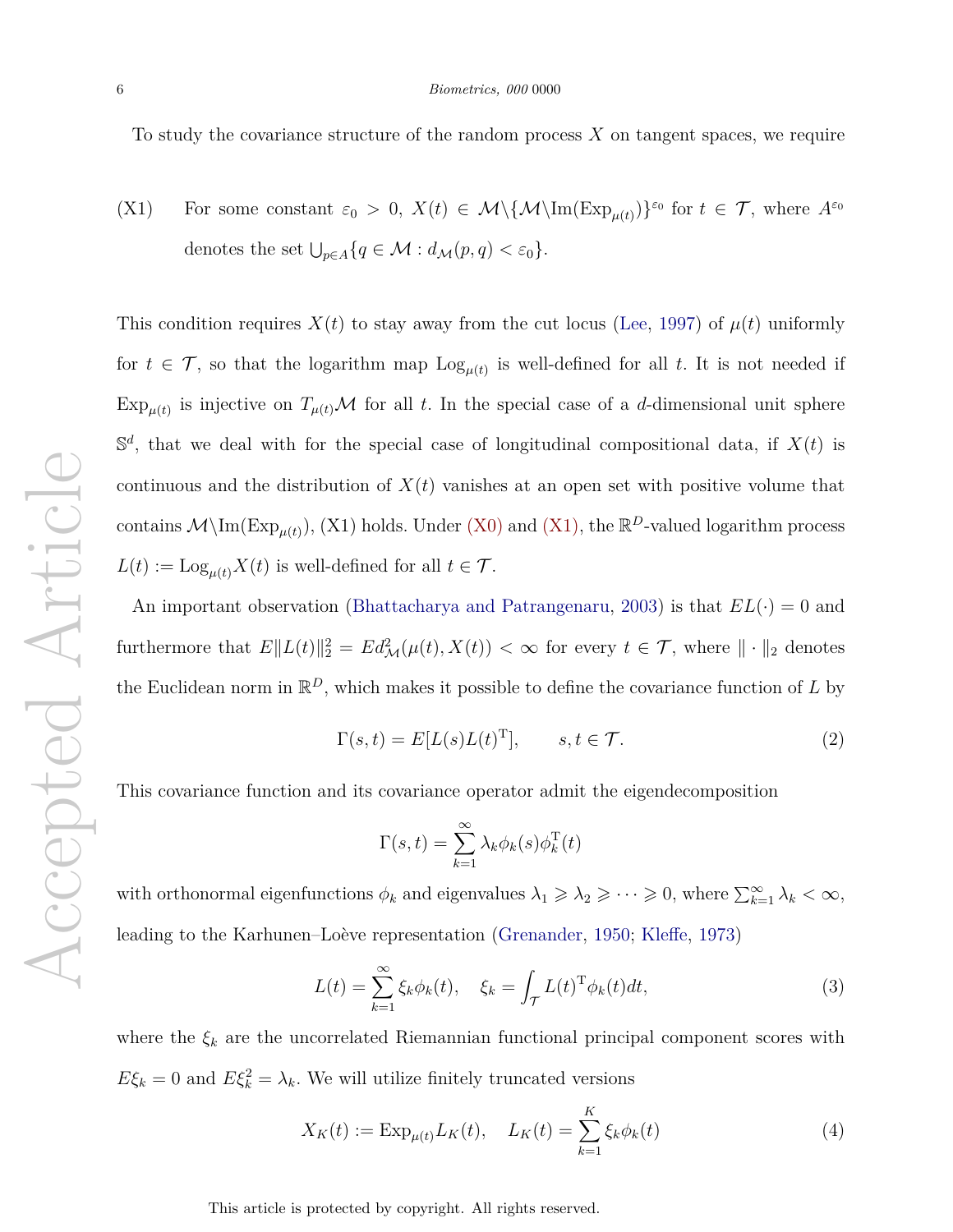To study the covariance structure of the random process $X$ on tangent spaces, we require

(X1) For some constant $\varepsilon_0 > 0$, $X(t) \in \mathcal{M}\backslash\{\mathcal{M}\backslash\mathrm{Im}(\mathrm{Exp}_{\mu(t)})\}^{\varepsilon_0}$ for $t \in \mathcal{T}$, where $A^{\varepsilon_0}$ denotes the set $\bigcup_{p\in A}\{q \in \mathcal{M} : d_{\mathcal{M}}(p,q) < \varepsilon_0\}$.

This condition requires $X(t)$ to stay away from the cut locus (Lee, 1997) of $\mu(t)$ uniformly for $t \in \mathcal{T}$, so that the logarithm map $\mathrm{Log}_{\mu(t)}$ is well-defined for all $t$. It is not needed if $\mathrm{Exp}_{\mu(t)}$ is injective on $T_{\mu(t)}\mathcal{M}$ for all $t$. In the special case of a $d$-dimensional unit sphere $\mathbb{S}^d$, that we deal with for the special case of longitudinal compositional data, if $X(t)$ is continuous and the distribution of $X(t)$ vanishes at an open set with positive volume that contains $\mathcal{M}\backslash\mathrm{Im}(\mathrm{Exp}_{\mu(t)})$, (X1) holds. Under (X0) and (X1), the $\mathbb{R}^D$-valued logarithm process $L(t) := \mathrm{Log}_{\mu(t)}X(t)$ is well-defined for all $t \in \mathcal{T}$.

An important observation (Bhattacharya and Patrangenaru, 2003) is that $EL(\cdot) = 0$ and furthermore that $E\|L(t)\|_2^2 = Ed^2_{\mathcal{M}}(\mu(t), X(t)) < \infty$ for every $t \in \mathcal{T}$, where $\|\cdot\|_2$ denotes the Euclidean norm in $\mathbb{R}^D$, which makes it possible to define the covariance function of $L$ by

$$\Gamma(s,t) = E[L(s)L(t)^{\mathrm{T}}], \qquad s,t \in \mathcal{T}. \tag{2}$$

This covariance function and its covariance operator admit the eigendecomposition

$$\Gamma(s,t) = \sum_{k=1}^{\infty} \lambda_k \phi_k(s)\phi_k^{\mathrm{T}}(t)$$

with orthonormal eigenfunctions $\phi_k$ and eigenvalues $\lambda_1 \geqslant \lambda_2 \geqslant \cdots \geqslant 0$, where $\sum_{k=1}^{\infty}\lambda_k < \infty$, leading to the Karhunen–Loève representation (Grenander, 1950; Kleffe, 1973)

$$L(t) = \sum_{k=1}^{\infty} \xi_k \phi_k(t), \quad \xi_k = \int_{\mathcal{T}} L(t)^{\mathrm{T}}\phi_k(t)dt, \tag{3}$$

where the $\xi_k$ are the uncorrelated Riemannian functional principal component scores with $E\xi_k = 0$ and $E\xi_k^2 = \lambda_k$. We will utilize finitely truncated versions

$$X_K(t) := \mathrm{Exp}_{\mu(t)}L_K(t), \quad L_K(t) = \sum_{k=1}^{K} \xi_k \phi_k(t) \tag{4}$$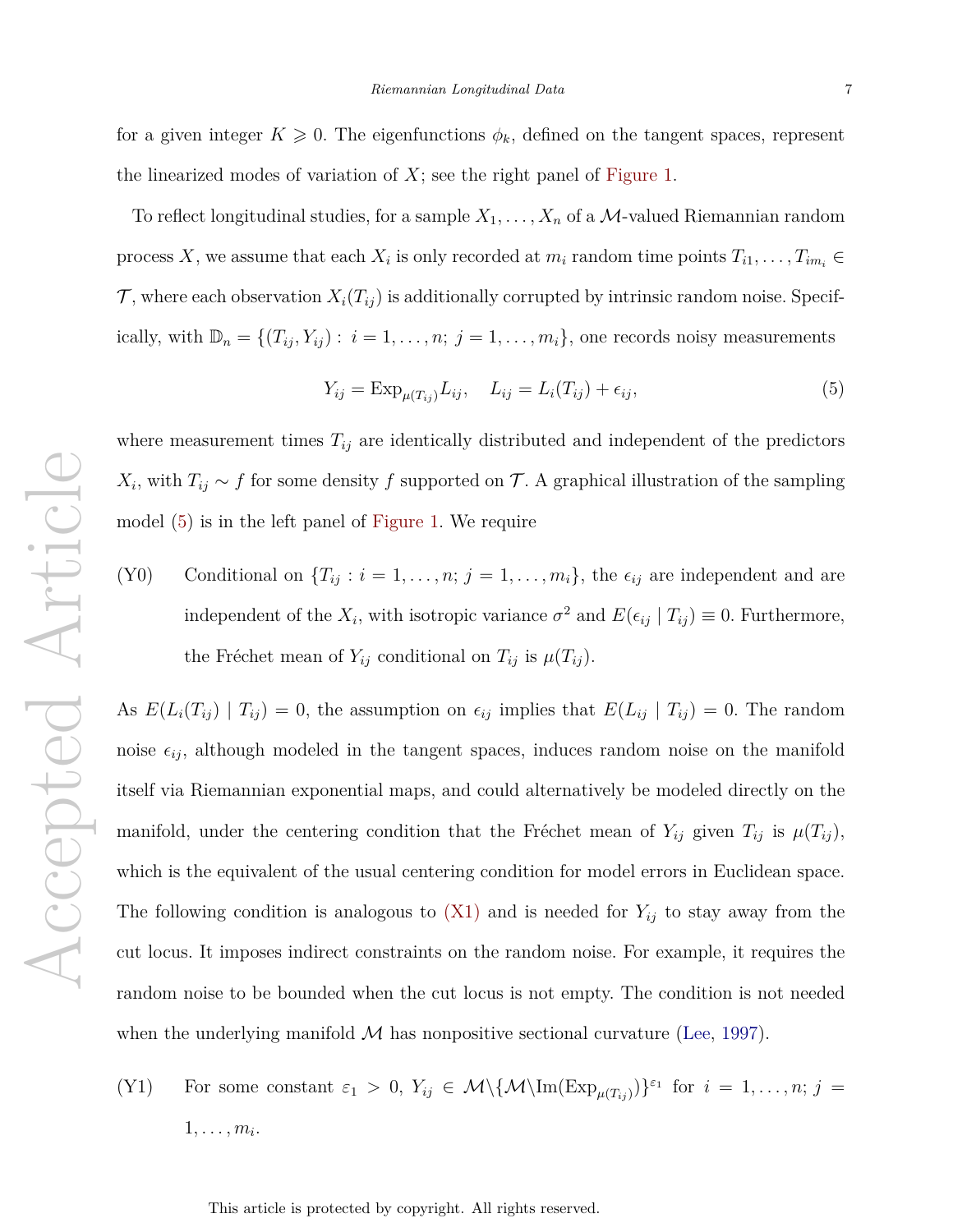for a given integer $K \geqslant 0$. The eigenfunctions $\phi_k$, defined on the tangent spaces, represent the linearized modes of variation of $X$; see the right panel of Figure 1.

To reflect longitudinal studies, for a sample $X_1, \ldots, X_n$ of a $\mathcal{M}$-valued Riemannian random process $X$, we assume that each $X_i$ is only recorded at $m_i$ random time points $T_{i1}, \ldots, T_{im_i} \in \mathcal{T}$, where each observation $X_i(T_{ij})$ is additionally corrupted by intrinsic random noise. Specifically, with $\mathbb{D}_n = \{(T_{ij}, Y_{ij}) : i = 1, \ldots, n;\ j = 1, \ldots, m_i\}$, one records noisy measurements

$$Y_{ij} = \mathrm{Exp}_{\mu(T_{ij})} L_{ij}, \quad L_{ij} = L_i(T_{ij}) + \epsilon_{ij}, \tag{5}$$

where measurement times $T_{ij}$ are identically distributed and independent of the predictors $X_i$, with $T_{ij} \sim f$ for some density $f$ supported on $\mathcal{T}$. A graphical illustration of the sampling model (5) is in the left panel of Figure 1. We require

(Y0) Conditional on $\{T_{ij} : i = 1, \ldots, n;\ j = 1, \ldots, m_i\}$, the $\epsilon_{ij}$ are independent and are independent of the $X_i$, with isotropic variance $\sigma^2$ and $E(\epsilon_{ij} \mid T_{ij}) \equiv 0$. Furthermore, the Fréchet mean of $Y_{ij}$ conditional on $T_{ij}$ is $\mu(T_{ij})$.

As $E(L_i(T_{ij}) \mid T_{ij}) = 0$, the assumption on $\epsilon_{ij}$ implies that $E(L_{ij} \mid T_{ij}) = 0$. The random noise $\epsilon_{ij}$, although modeled in the tangent spaces, induces random noise on the manifold itself via Riemannian exponential maps, and could alternatively be modeled directly on the manifold, under the centering condition that the Fréchet mean of $Y_{ij}$ given $T_{ij}$ is $\mu(T_{ij})$, which is the equivalent of the usual centering condition for model errors in Euclidean space. The following condition is analogous to (X1) and is needed for $Y_{ij}$ to stay away from the cut locus. It imposes indirect constraints on the random noise. For example, it requires the random noise to be bounded when the cut locus is not empty. The condition is not needed when the underlying manifold $\mathcal{M}$ has nonpositive sectional curvature (Lee, 1997).

(Y1) For some constant $\varepsilon_1 > 0$, $Y_{ij} \in \mathcal{M} \backslash \{\mathcal{M} \backslash \mathrm{Im}(\mathrm{Exp}_{\mu(T_{ij})})\}^{\varepsilon_1}$ for $i = 1, \ldots, n;\ j = 1, \ldots, m_i$.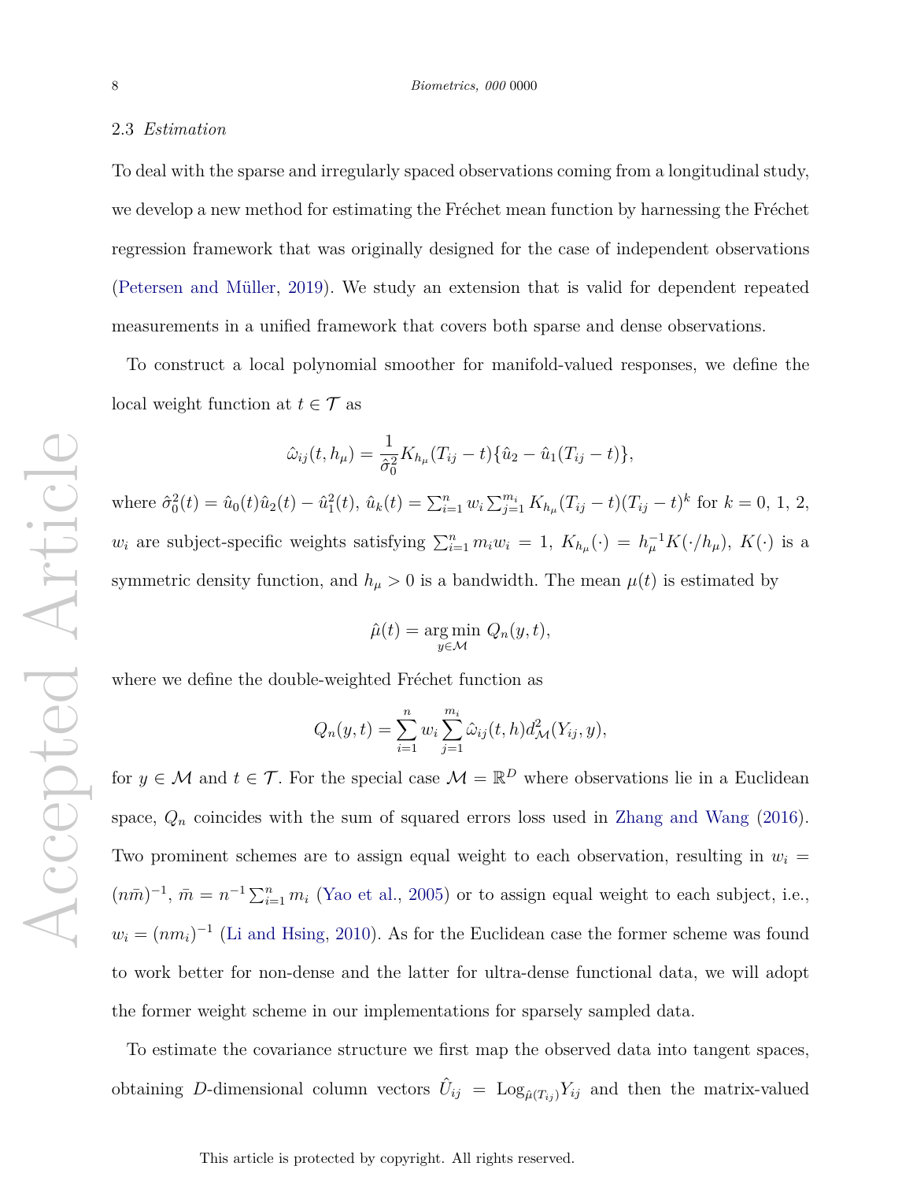### 2.3 *Estimation*

To deal with the sparse and irregularly spaced observations coming from a longitudinal study, we develop a new method for estimating the Fréchet mean function by harnessing the Fréchet regression framework that was originally designed for the case of independent observations (Petersen and Müller, 2019). We study an extension that is valid for dependent repeated measurements in a unified framework that covers both sparse and dense observations.

To construct a local polynomial smoother for manifold-valued responses, we define the local weight function at $t \in \mathcal{T}$ as

$$\hat{\omega}_{ij}(t, h_\mu) = \frac{1}{\hat{\sigma}_0^2} K_{h_\mu}(T_{ij} - t)\{\hat{u}_2 - \hat{u}_1(T_{ij} - t)\},$$

where $\hat{\sigma}_0^2(t) = \hat{u}_0(t)\hat{u}_2(t) - \hat{u}_1^2(t)$, $\hat{u}_k(t) = \sum_{i=1}^n w_i \sum_{j=1}^{m_i} K_{h_\mu}(T_{ij} - t)(T_{ij} - t)^k$ for $k = 0, 1, 2$, $w_i$ are subject-specific weights satisfying $\sum_{i=1}^n m_i w_i = 1$, $K_{h_\mu}(\cdot) = h_\mu^{-1} K(\cdot/h_\mu)$, $K(\cdot)$ is a symmetric density function, and $h_\mu > 0$ is a bandwidth. The mean $\mu(t)$ is estimated by

$$\hat{\mu}(t) = \underset{y \in \mathcal{M}}{\arg\min}\ Q_n(y, t),$$

where we define the double-weighted Fréchet function as

$$Q_n(y, t) = \sum_{i=1}^n w_i \sum_{j=1}^{m_i} \hat{\omega}_{ij}(t, h) d_{\mathcal{M}}^2(Y_{ij}, y),$$

for $y \in \mathcal{M}$ and $t \in \mathcal{T}$. For the special case $\mathcal{M} = \mathbb{R}^D$ where observations lie in a Euclidean space, $Q_n$ coincides with the sum of squared errors loss used in Zhang and Wang (2016). Two prominent schemes are to assign equal weight to each observation, resulting in $w_i = (n\bar{m})^{-1}$, $\bar{m} = n^{-1}\sum_{i=1}^n m_i$ (Yao et al., 2005) or to assign equal weight to each subject, i.e., $w_i = (nm_i)^{-1}$ (Li and Hsing, 2010). As for the Euclidean case the former scheme was found to work better for non-dense and the latter for ultra-dense functional data, we will adopt the former weight scheme in our implementations for sparsely sampled data.

To estimate the covariance structure we first map the observed data into tangent spaces, obtaining $D$-dimensional column vectors $\hat{U}_{ij} = \mathrm{Log}_{\hat{\mu}(T_{ij})} Y_{ij}$ and then the matrix-valued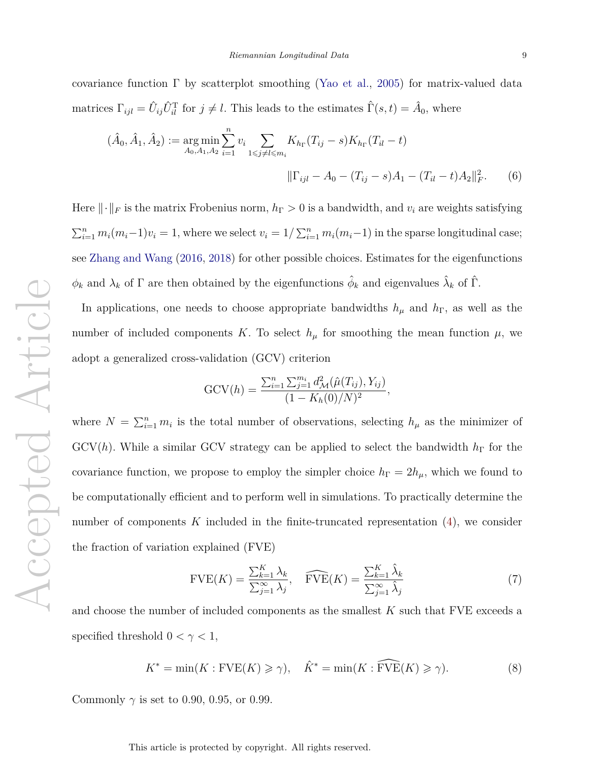covariance function $\Gamma$ by scatterplot smoothing (Yao et al., 2005) for matrix-valued data matrices $\Gamma_{ijl} = \hat{U}_{ij}\hat{U}_{il}^{\mathrm{T}}$ for $j \neq l$. This leads to the estimates $\hat{\Gamma}(s,t) = \hat{A}_0$, where

$$(\hat{A}_0, \hat{A}_1, \hat{A}_2) := \underset{A_0, A_1, A_2}{\arg\min} \sum_{i=1}^{n} v_i \sum_{1 \leqslant j \neq l \leqslant m_i} K_{h_\Gamma}(T_{ij} - s) K_{h_\Gamma}(T_{il} - t)$$
$$\|\Gamma_{ijl} - A_0 - (T_{ij} - s)A_1 - (T_{il} - t)A_2\|_F^2. \tag{6}$$

Here $\|\cdot\|_F$ is the matrix Frobenius norm, $h_\Gamma > 0$ is a bandwidth, and $v_i$ are weights satisfying $\sum_{i=1}^{n} m_i(m_i - 1)v_i = 1$, where we select $v_i = 1/\sum_{i=1}^{n} m_i(m_i-1)$ in the sparse longitudinal case; see Zhang and Wang (2016, 2018) for other possible choices. Estimates for the eigenfunctions $\phi_k$ and $\lambda_k$ of $\Gamma$ are then obtained by the eigenfunctions $\hat{\phi}_k$ and eigenvalues $\hat{\lambda}_k$ of $\hat{\Gamma}$.

In applications, one needs to choose appropriate bandwidths $h_\mu$ and $h_\Gamma$, as well as the number of included components $K$. To select $h_\mu$ for smoothing the mean function $\mu$, we adopt a generalized cross-validation (GCV) criterion

$$\mathrm{GCV}(h) = \frac{\sum_{i=1}^{n}\sum_{j=1}^{m_i} d_{\mathcal{M}}^2(\hat{\mu}(T_{ij}), Y_{ij})}{(1 - K_h(0)/N)^2},$$

where $N = \sum_{i=1}^{n} m_i$ is the total number of observations, selecting $h_\mu$ as the minimizer of $\mathrm{GCV}(h)$. While a similar GCV strategy can be applied to select the bandwidth $h_\Gamma$ for the covariance function, we propose to employ the simpler choice $h_\Gamma = 2h_\mu$, which we found to be computationally efficient and to perform well in simulations. To practically determine the number of components $K$ included in the finite-truncated representation (4), we consider the fraction of variation explained (FVE)

$$\mathrm{FVE}(K) = \frac{\sum_{k=1}^{K} \lambda_k}{\sum_{j=1}^{\infty} \lambda_j}, \quad \widehat{\mathrm{FVE}}(K) = \frac{\sum_{k=1}^{K} \hat{\lambda}_k}{\sum_{j=1}^{\infty} \hat{\lambda}_j} \tag{7}$$

and choose the number of included components as the smallest $K$ such that FVE exceeds a specified threshold $0 < \gamma < 1$,

$$K^* = \min(K : \mathrm{FVE}(K) \geqslant \gamma), \quad \hat{K}^* = \min(K : \widehat{\mathrm{FVE}}(K) \geqslant \gamma). \tag{8}$$

Commonly $\gamma$ is set to 0.90, 0.95, or 0.99.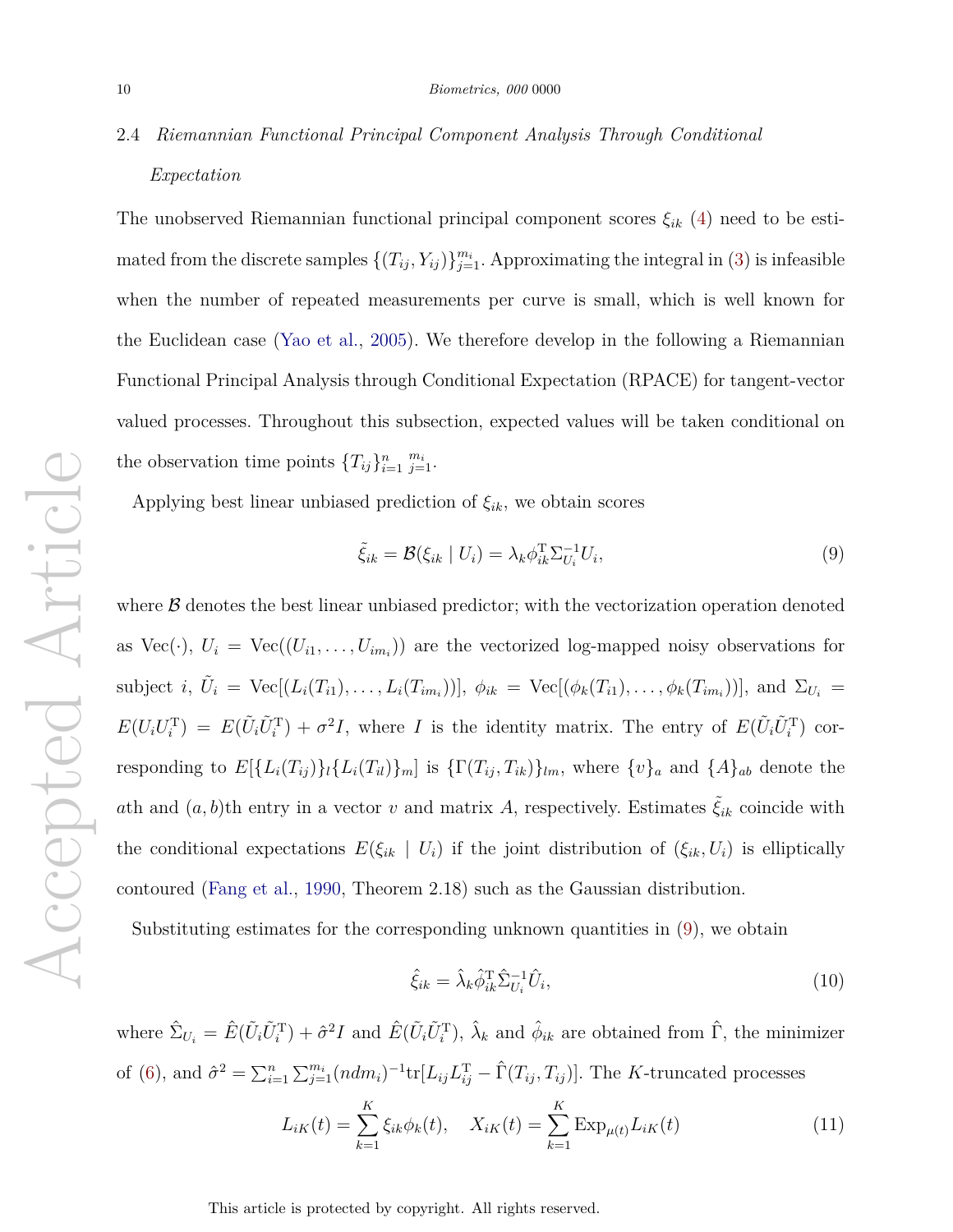### 2.4 *Riemannian Functional Principal Component Analysis Through Conditional Expectation*

The unobserved Riemannian functional principal component scores $\xi_{ik}$ (4) need to be estimated from the discrete samples $\{(T_{ij}, Y_{ij})\}_{j=1}^{m_i}$. Approximating the integral in (3) is infeasible when the number of repeated measurements per curve is small, which is well known for the Euclidean case (Yao et al., 2005). We therefore develop in the following a Riemannian Functional Principal Analysis through Conditional Expectation (RPACE) for tangent-vector valued processes. Throughout this subsection, expected values will be taken conditional on the observation time points $\{T_{ij}\}_{i=1}^{n} {}_{j=1}^{m_i}$.

Applying best linear unbiased prediction of $\xi_{ik}$, we obtain scores

$$\tilde{\xi}_{ik} = \mathcal{B}(\xi_{ik} \mid U_i) = \lambda_k \phi_{ik}^{\mathrm{T}} \Sigma_{U_i}^{-1} U_i, \tag{9}$$

where $\mathcal{B}$ denotes the best linear unbiased predictor; with the vectorization operation denoted as $\mathrm{Vec}(\cdot)$, $U_i = \mathrm{Vec}((U_{i1}, \ldots, U_{im_i}))$ are the vectorized log-mapped noisy observations for subject $i$, $\tilde{U}_i = \mathrm{Vec}[(L_i(T_{i1}), \ldots, L_i(T_{im_i}))]$, $\phi_{ik} = \mathrm{Vec}[(\phi_k(T_{i1}), \ldots, \phi_k(T_{im_i}))]$, and $\Sigma_{U_i} = E(U_i U_i^{\mathrm{T}}) = E(\tilde{U}_i \tilde{U}_i^{\mathrm{T}}) + \sigma^2 I$, where $I$ is the identity matrix. The entry of $E(\tilde{U}_i \tilde{U}_i^{\mathrm{T}})$ corresponding to $E[\{L_i(T_{ij})\}_l \{L_i(T_{il})\}_m]$ is $\{\Gamma(T_{ij}, T_{ik})\}_{lm}$, where $\{v\}_a$ and $\{A\}_{ab}$ denote the $a$th and $(a, b)$th entry in a vector $v$ and matrix $A$, respectively. Estimates $\tilde{\xi}_{ik}$ coincide with the conditional expectations $E(\xi_{ik} \mid U_i)$ if the joint distribution of $(\xi_{ik}, U_i)$ is elliptically contoured (Fang et al., 1990, Theorem 2.18) such as the Gaussian distribution.

Substituting estimates for the corresponding unknown quantities in (9), we obtain

$$\hat{\xi}_{ik} = \hat{\lambda}_k \hat{\phi}_{ik}^{\mathrm{T}} \hat{\Sigma}_{U_i}^{-1} \hat{U}_i, \tag{10}$$

where $\hat{\Sigma}_{U_i} = \hat{E}(\tilde{U}_i \tilde{U}_i^{\mathrm{T}}) + \hat{\sigma}^2 I$ and $\hat{E}(\tilde{U}_i \tilde{U}_i^{\mathrm{T}})$, $\hat{\lambda}_k$ and $\hat{\phi}_{ik}$ are obtained from $\hat{\Gamma}$, the minimizer of (6), and $\hat{\sigma}^2 = \sum_{i=1}^{n} \sum_{j=1}^{m_i} (ndm_i)^{-1} \mathrm{tr}[L_{ij} L_{ij}^{\mathrm{T}} - \hat{\Gamma}(T_{ij}, T_{ij})]$. The $K$-truncated processes

$$L_{iK}(t) = \sum_{k=1}^{K} \xi_{ik} \phi_k(t), \quad X_{iK}(t) = \sum_{k=1}^{K} \mathrm{Exp}_{\mu(t)} L_{iK}(t) \tag{11}$$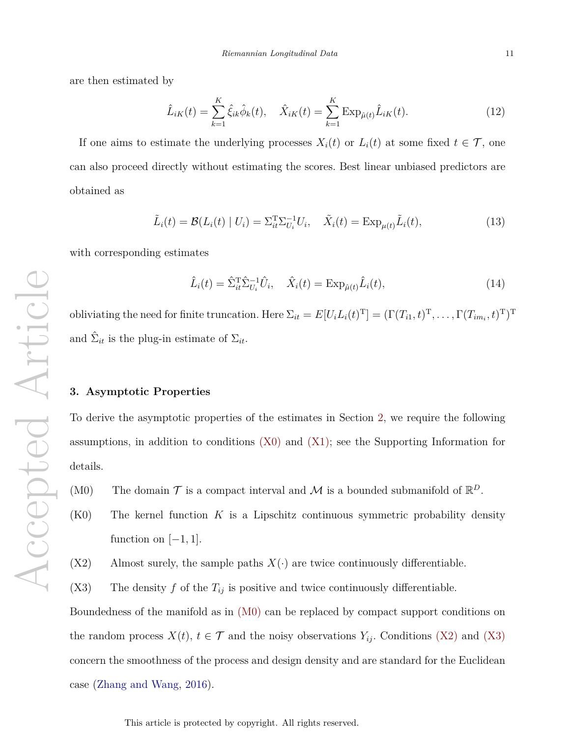are then estimated by

$$\hat{L}_{iK}(t) = \sum_{k=1}^{K} \hat{\xi}_{ik}\hat{\phi}_k(t), \quad \hat{X}_{iK}(t) = \sum_{k=1}^{K} \mathrm{Exp}_{\hat{\mu}(t)}\hat{L}_{iK}(t). \tag{12}$$

If one aims to estimate the underlying processes $X_i(t)$ or $L_i(t)$ at some fixed $t \in \mathcal{T}$, one can also proceed directly without estimating the scores. Best linear unbiased predictors are obtained as

$$\tilde{L}_i(t) = \mathcal{B}(L_i(t) \mid U_i) = \Sigma_{it}^{\mathrm{T}}\Sigma_{U_i}^{-1}U_i, \quad \tilde{X}_i(t) = \mathrm{Exp}_{\mu(t)}\tilde{L}_i(t), \tag{13}$$

with corresponding estimates

$$\hat{L}_i(t) = \hat{\Sigma}_{it}^{\mathrm{T}}\hat{\Sigma}_{U_i}^{-1}\hat{U}_i, \quad \hat{X}_i(t) = \mathrm{Exp}_{\hat{\mu}(t)}\hat{L}_i(t), \tag{14}$$

obliviating the need for finite truncation. Here $\Sigma_{it} = E[U_i L_i(t)^{\mathrm{T}}] = (\Gamma(T_{i1}, t)^{\mathrm{T}}, \ldots, \Gamma(T_{im_i}, t)^{\mathrm{T}})^{\mathrm{T}}$ and $\hat{\Sigma}_{it}$ is the plug-in estimate of $\Sigma_{it}$.

## 3. Asymptotic Properties

To derive the asymptotic properties of the estimates in Section 2, we require the following assumptions, in addition to conditions (X0) and (X1); see the Supporting Information for details.

(M0) The domain $\mathcal{T}$ is a compact interval and $\mathcal{M}$ is a bounded submanifold of $\mathbb{R}^D$.

(K0) The kernel function $K$ is a Lipschitz continuous symmetric probability density function on $[-1, 1]$.

(X2) Almost surely, the sample paths $X(\cdot)$ are twice continuously differentiable.

(X3) The density $f$ of the $T_{ij}$ is positive and twice continuously differentiable.

Boundedness of the manifold as in (M0) can be replaced by compact support conditions on the random process $X(t)$, $t \in \mathcal{T}$ and the noisy observations $Y_{ij}$. Conditions (X2) and (X3) concern the smoothness of the process and design density and are standard for the Euclidean case (Zhang and Wang, 2016).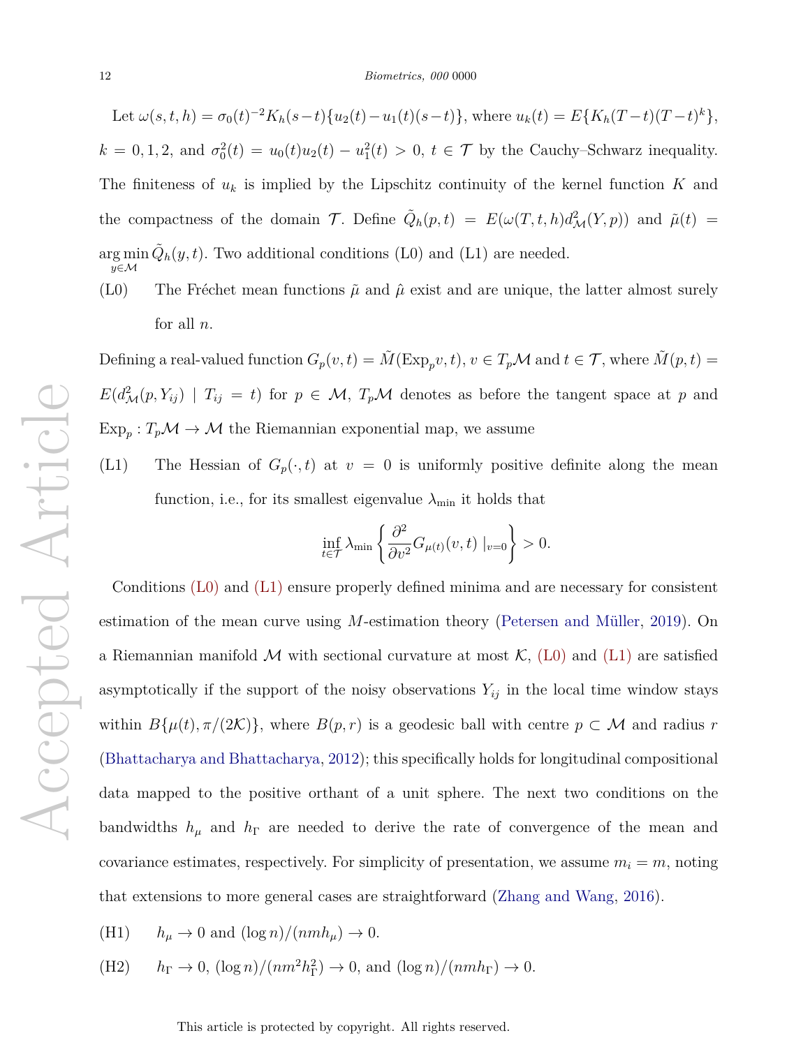Let $\omega(s,t,h) = \sigma_0(t)^{-2} K_h(s-t)\{u_2(t) - u_1(t)(s-t)\}$, where $u_k(t) = E\{K_h(T-t)(T-t)^k\}$, $k = 0, 1, 2$, and $\sigma_0^2(t) = u_0(t)u_2(t) - u_1^2(t) > 0$, $t \in \mathcal{T}$ by the Cauchy–Schwarz inequality. The finiteness of $u_k$ is implied by the Lipschitz continuity of the kernel function $K$ and the compactness of the domain $\mathcal{T}$. Define $\tilde{Q}_h(p,t) = E(\omega(T,t,h) d^2_{\mathcal{M}}(Y,p))$ and $\tilde{\mu}(t) = \underset{y \in \mathcal{M}}{\arg\min}\, \tilde{Q}_h(y,t)$. Two additional conditions (L0) and (L1) are needed.

(L0) The Fréchet mean functions $\tilde{\mu}$ and $\hat{\mu}$ exist and are unique, the latter almost surely for all $n$.

Defining a real-valued function $G_p(v,t) = \tilde{M}(\mathrm{Exp}_p v, t)$, $v \in T_p\mathcal{M}$ and $t \in \mathcal{T}$, where $\tilde{M}(p,t) = E(d^2_{\mathcal{M}}(p, Y_{ij}) \mid T_{ij} = t)$ for $p \in \mathcal{M}$, $T_p\mathcal{M}$ denotes as before the tangent space at $p$ and $\mathrm{Exp}_p : T_p\mathcal{M} \to \mathcal{M}$ the Riemannian exponential map, we assume

(L1) The Hessian of $G_p(\cdot, t)$ at $v = 0$ is uniformly positive definite along the mean function, i.e., for its smallest eigenvalue $\lambda_{\min}$ it holds that

$$\inf_{t \in \mathcal{T}} \lambda_{\min} \left\{ \frac{\partial^2}{\partial v^2} G_{\mu(t)}(v,t) \mid_{v=0} \right\} > 0.$$

Conditions (L0) and (L1) ensure properly defined minima and are necessary for consistent estimation of the mean curve using $M$-estimation theory (Petersen and Müller, 2019). On a Riemannian manifold $\mathcal{M}$ with sectional curvature at most $\mathcal{K}$, (L0) and (L1) are satisfied asymptotically if the support of the noisy observations $Y_{ij}$ in the local time window stays within $B\{\mu(t), \pi/(2\mathcal{K})\}$, where $B(p,r)$ is a geodesic ball with centre $p \subset \mathcal{M}$ and radius $r$ (Bhattacharya and Bhattacharya, 2012); this specifically holds for longitudinal compositional data mapped to the positive orthant of a unit sphere. The next two conditions on the bandwidths $h_\mu$ and $h_\Gamma$ are needed to derive the rate of convergence of the mean and covariance estimates, respectively. For simplicity of presentation, we assume $m_i = m$, noting that extensions to more general cases are straightforward (Zhang and Wang, 2016).

(H1) $h_\mu \to 0$ and $(\log n)/(nmh_\mu) \to 0$.

(H2) $h_\Gamma \to 0$, $(\log n)/(nm^2 h_\Gamma^2) \to 0$, and $(\log n)/(nmh_\Gamma) \to 0$.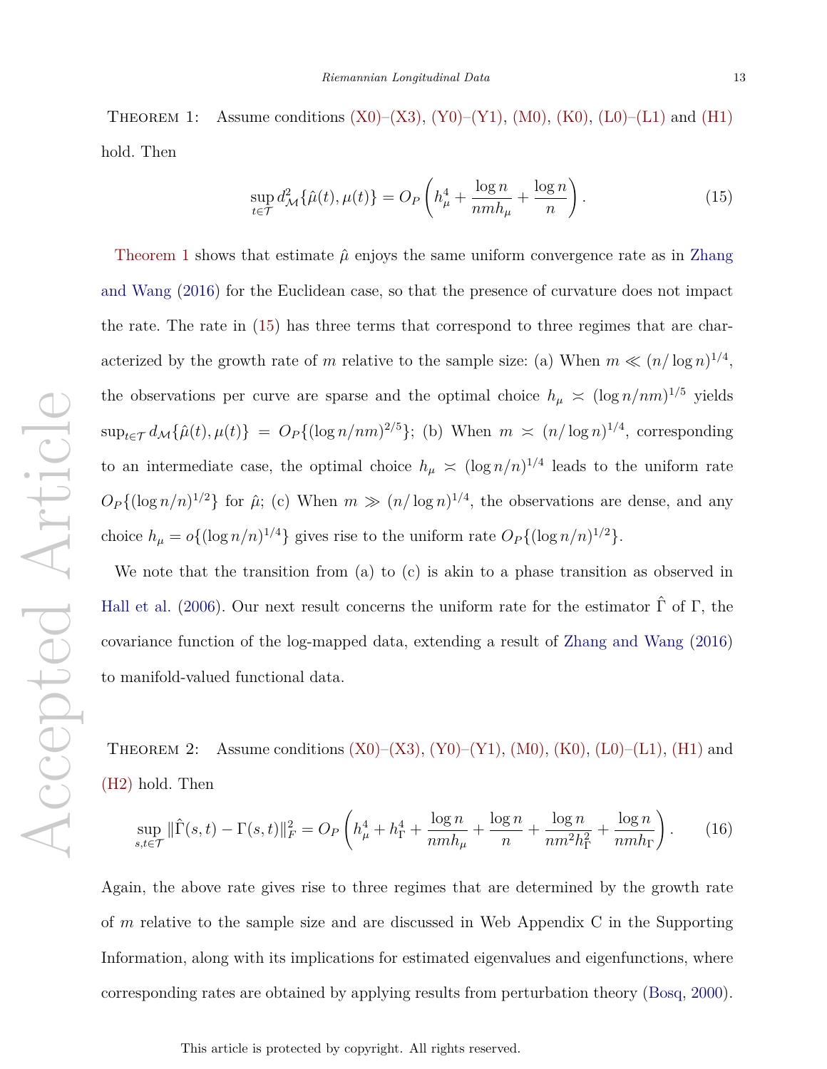Theorem 1: Assume conditions (X0)–(X3), (Y0)–(Y1), (M0), (K0), (L0)–(L1) and (H1) hold. Then

$$\sup_{t\in\mathcal{T}} d^2_{\mathcal{M}}\{\hat{\mu}(t), \mu(t)\} = O_P\left(h_\mu^4 + \frac{\log n}{nmh_\mu} + \frac{\log n}{n}\right). \tag{15}$$

Theorem 1 shows that estimate $\hat{\mu}$ enjoys the same uniform convergence rate as in Zhang and Wang (2016) for the Euclidean case, so that the presence of curvature does not impact the rate. The rate in (15) has three terms that correspond to three regimes that are characterized by the growth rate of $m$ relative to the sample size: (a) When $m \ll (n/\log n)^{1/4}$, the observations per curve are sparse and the optimal choice $h_\mu \asymp (\log n/nm)^{1/5}$ yields $\sup_{t\in\mathcal{T}} d_{\mathcal{M}}\{\hat{\mu}(t), \mu(t)\} = O_P\{(\log n/nm)^{2/5}\}$; (b) When $m \asymp (n/\log n)^{1/4}$, corresponding to an intermediate case, the optimal choice $h_\mu \asymp (\log n/n)^{1/4}$ leads to the uniform rate $O_P\{(\log n/n)^{1/2}\}$ for $\hat{\mu}$; (c) When $m \gg (n/\log n)^{1/4}$, the observations are dense, and any choice $h_\mu = o\{(\log n/n)^{1/4}\}$ gives rise to the uniform rate $O_P\{(\log n/n)^{1/2}\}$.

We note that the transition from (a) to (c) is akin to a phase transition as observed in Hall et al. (2006). Our next result concerns the uniform rate for the estimator $\hat{\Gamma}$ of $\Gamma$, the covariance function of the log-mapped data, extending a result of Zhang and Wang (2016) to manifold-valued functional data.

Theorem 2: Assume conditions (X0)–(X3), (Y0)–(Y1), (M0), (K0), (L0)–(L1), (H1) and (H2) hold. Then

$$\sup_{s,t\in\mathcal{T}} \|\hat{\Gamma}(s,t) - \Gamma(s,t)\|_F^2 = O_P\left(h_\mu^4 + h_\Gamma^4 + \frac{\log n}{nmh_\mu} + \frac{\log n}{n} + \frac{\log n}{nm^2h_\Gamma^2} + \frac{\log n}{nmh_\Gamma}\right). \tag{16}$$

Again, the above rate gives rise to three regimes that are determined by the growth rate of $m$ relative to the sample size and are discussed in Web Appendix C in the Supporting Information, along with its implications for estimated eigenvalues and eigenfunctions, where corresponding rates are obtained by applying results from perturbation theory (Bosq, 2000).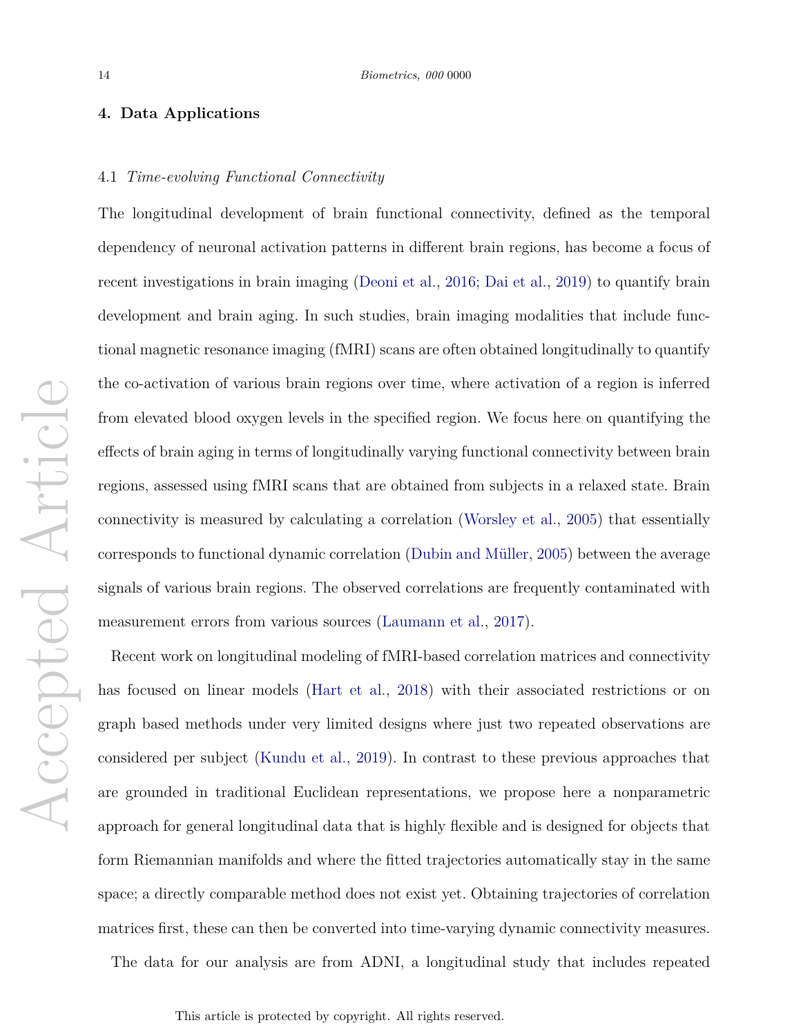## 4. Data Applications

### 4.1 *Time-evolving Functional Connectivity*

The longitudinal development of brain functional connectivity, defined as the temporal dependency of neuronal activation patterns in different brain regions, has become a focus of recent investigations in brain imaging (Deoni et al., 2016; Dai et al., 2019) to quantify brain development and brain aging. In such studies, brain imaging modalities that include functional magnetic resonance imaging (fMRI) scans are often obtained longitudinally to quantify the co-activation of various brain regions over time, where activation of a region is inferred from elevated blood oxygen levels in the specified region. We focus here on quantifying the effects of brain aging in terms of longitudinally varying functional connectivity between brain regions, assessed using fMRI scans that are obtained from subjects in a relaxed state. Brain connectivity is measured by calculating a correlation (Worsley et al., 2005) that essentially corresponds to functional dynamic correlation (Dubin and Müller, 2005) between the average signals of various brain regions. The observed correlations are frequently contaminated with measurement errors from various sources (Laumann et al., 2017).

Recent work on longitudinal modeling of fMRI-based correlation matrices and connectivity has focused on linear models (Hart et al., 2018) with their associated restrictions or on graph based methods under very limited designs where just two repeated observations are considered per subject (Kundu et al., 2019). In contrast to these previous approaches that are grounded in traditional Euclidean representations, we propose here a nonparametric approach for general longitudinal data that is highly flexible and is designed for objects that form Riemannian manifolds and where the fitted trajectories automatically stay in the same space; a directly comparable method does not exist yet. Obtaining trajectories of correlation matrices first, these can then be converted into time-varying dynamic connectivity measures.

The data for our analysis are from ADNI, a longitudinal study that includes repeated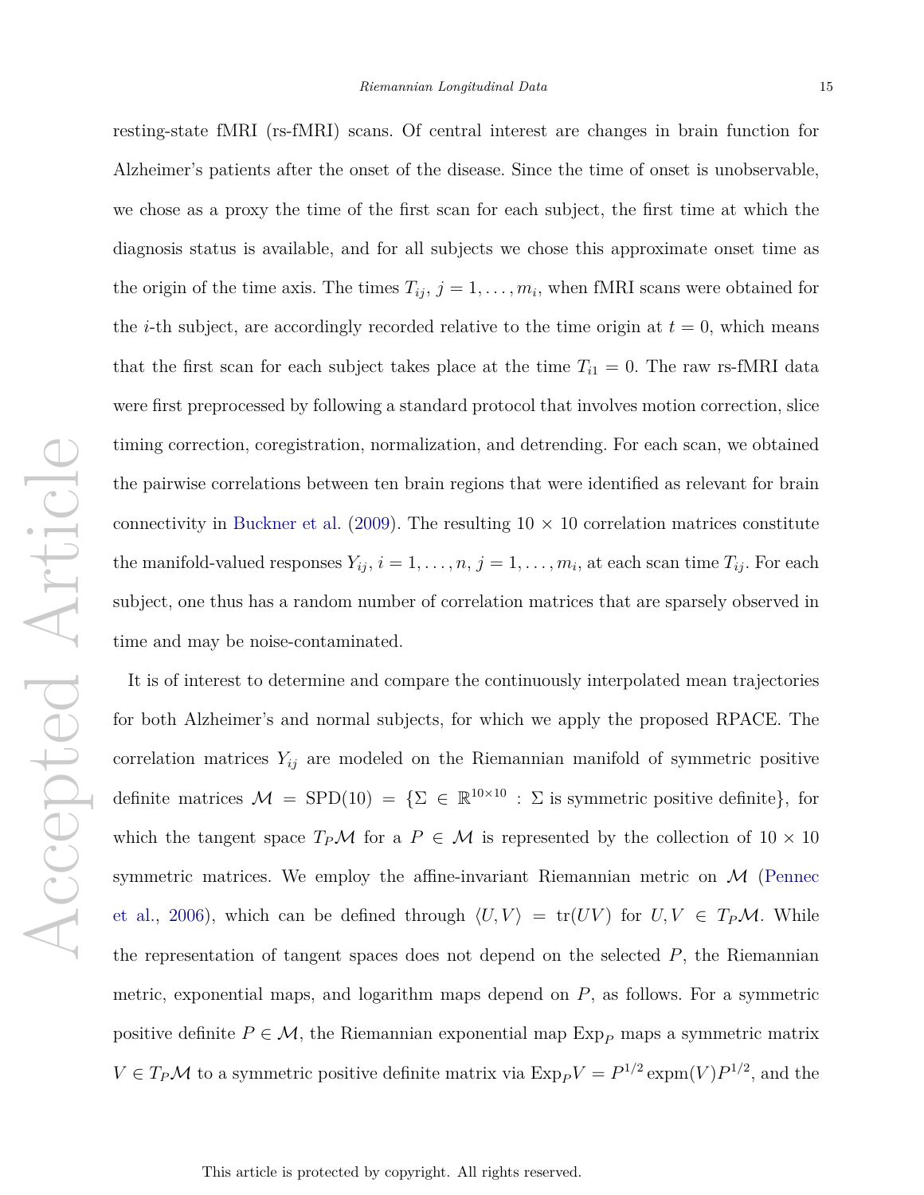resting-state fMRI (rs-fMRI) scans. Of central interest are changes in brain function for Alzheimer's patients after the onset of the disease. Since the time of onset is unobservable, we chose as a proxy the time of the first scan for each subject, the first time at which the diagnosis status is available, and for all subjects we chose this approximate onset time as the origin of the time axis. The times $T_{ij}$, $j = 1, \ldots, m_i$, when fMRI scans were obtained for the $i$-th subject, are accordingly recorded relative to the time origin at $t = 0$, which means that the first scan for each subject takes place at the time $T_{i1} = 0$. The raw rs-fMRI data were first preprocessed by following a standard protocol that involves motion correction, slice timing correction, coregistration, normalization, and detrending. For each scan, we obtained the pairwise correlations between ten brain regions that were identified as relevant for brain connectivity in Buckner et al. (2009). The resulting $10 \times 10$ correlation matrices constitute the manifold-valued responses $Y_{ij}$, $i = 1, \ldots, n$, $j = 1, \ldots, m_i$, at each scan time $T_{ij}$. For each subject, one thus has a random number of correlation matrices that are sparsely observed in time and may be noise-contaminated.

It is of interest to determine and compare the continuously interpolated mean trajectories for both Alzheimer's and normal subjects, for which we apply the proposed RPACE. The correlation matrices $Y_{ij}$ are modeled on the Riemannian manifold of symmetric positive definite matrices $\mathcal{M} = \mathrm{SPD}(10) = \{\Sigma \in \mathbb{R}^{10\times 10} : \Sigma \text{ is symmetric positive definite}\}$, for which the tangent space $T_P\mathcal{M}$ for a $P \in \mathcal{M}$ is represented by the collection of $10 \times 10$ symmetric matrices. We employ the affine-invariant Riemannian metric on $\mathcal{M}$ (Pennec et al., 2006), which can be defined through $\langle U, V\rangle = \mathrm{tr}(UV)$ for $U, V \in T_P\mathcal{M}$. While the representation of tangent spaces does not depend on the selected $P$, the Riemannian metric, exponential maps, and logarithm maps depend on $P$, as follows. For a symmetric positive definite $P \in \mathcal{M}$, the Riemannian exponential map $\mathrm{Exp}_P$ maps a symmetric matrix $V \in T_P\mathcal{M}$ to a symmetric positive definite matrix via $\mathrm{Exp}_P V = P^{1/2}\,\mathrm{expm}(V)P^{1/2}$, and the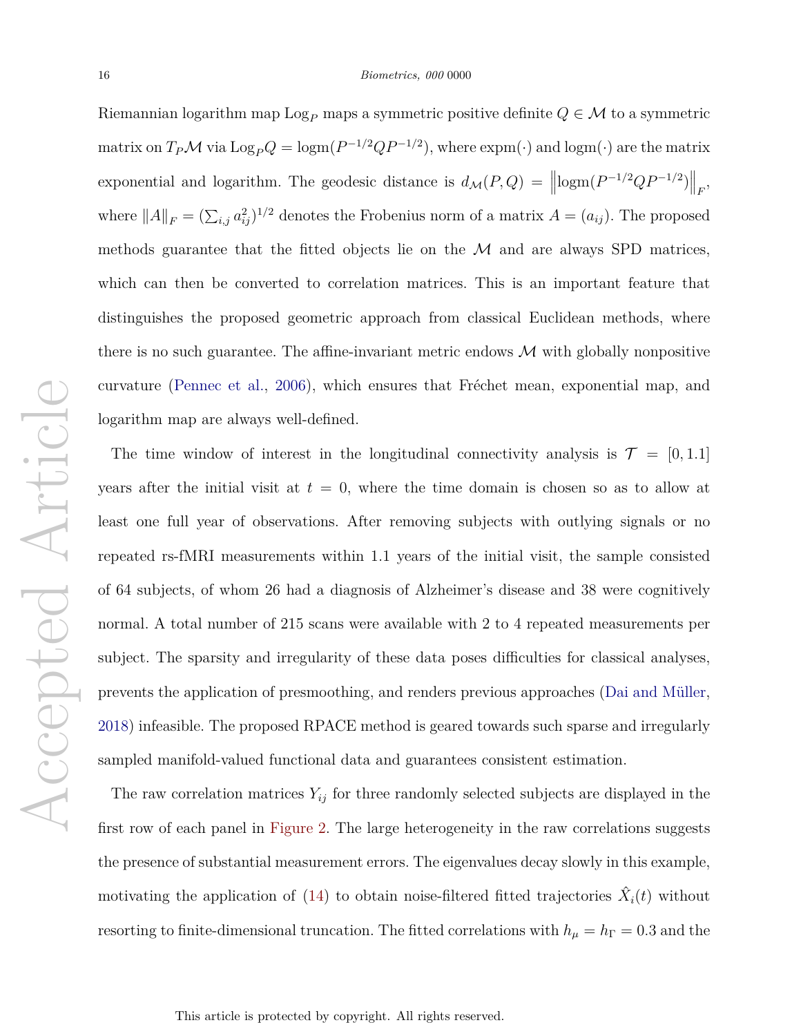Riemannian logarithm map $\text{Log}_P$ maps a symmetric positive definite $Q \in \mathcal{M}$ to a symmetric matrix on $T_P\mathcal{M}$ via $\text{Log}_P Q = \text{logm}(P^{-1/2}QP^{-1/2})$, where $\text{expm}(\cdot)$ and $\text{logm}(\cdot)$ are the matrix exponential and logarithm. The geodesic distance is $d_{\mathcal{M}}(P, Q) = \left\|\text{logm}(P^{-1/2}QP^{-1/2})\right\|_F$, where $\|A\|_F = (\sum_{i,j} a_{ij}^2)^{1/2}$ denotes the Frobenius norm of a matrix $A = (a_{ij})$. The proposed methods guarantee that the fitted objects lie on the $\mathcal{M}$ and are always SPD matrices, which can then be converted to correlation matrices. This is an important feature that distinguishes the proposed geometric approach from classical Euclidean methods, where there is no such guarantee. The affine-invariant metric endows $\mathcal{M}$ with globally nonpositive curvature (Pennec et al., 2006), which ensures that Fréchet mean, exponential map, and logarithm map are always well-defined.

The time window of interest in the longitudinal connectivity analysis is $\mathcal{T} = [0, 1.1]$ years after the initial visit at $t = 0$, where the time domain is chosen so as to allow at least one full year of observations. After removing subjects with outlying signals or no repeated rs-fMRI measurements within 1.1 years of the initial visit, the sample consisted of 64 subjects, of whom 26 had a diagnosis of Alzheimer's disease and 38 were cognitively normal. A total number of 215 scans were available with 2 to 4 repeated measurements per subject. The sparsity and irregularity of these data poses difficulties for classical analyses, prevents the application of presmoothing, and renders previous approaches (Dai and Müller, 2018) infeasible. The proposed RPACE method is geared towards such sparse and irregularly sampled manifold-valued functional data and guarantees consistent estimation.

The raw correlation matrices $Y_{ij}$ for three randomly selected subjects are displayed in the first row of each panel in Figure 2. The large heterogeneity in the raw correlations suggests the presence of substantial measurement errors. The eigenvalues decay slowly in this example, motivating the application of (14) to obtain noise-filtered fitted trajectories $\hat{X}_i(t)$ without resorting to finite-dimensional truncation. The fitted correlations with $h_\mu = h_\Gamma = 0.3$ and the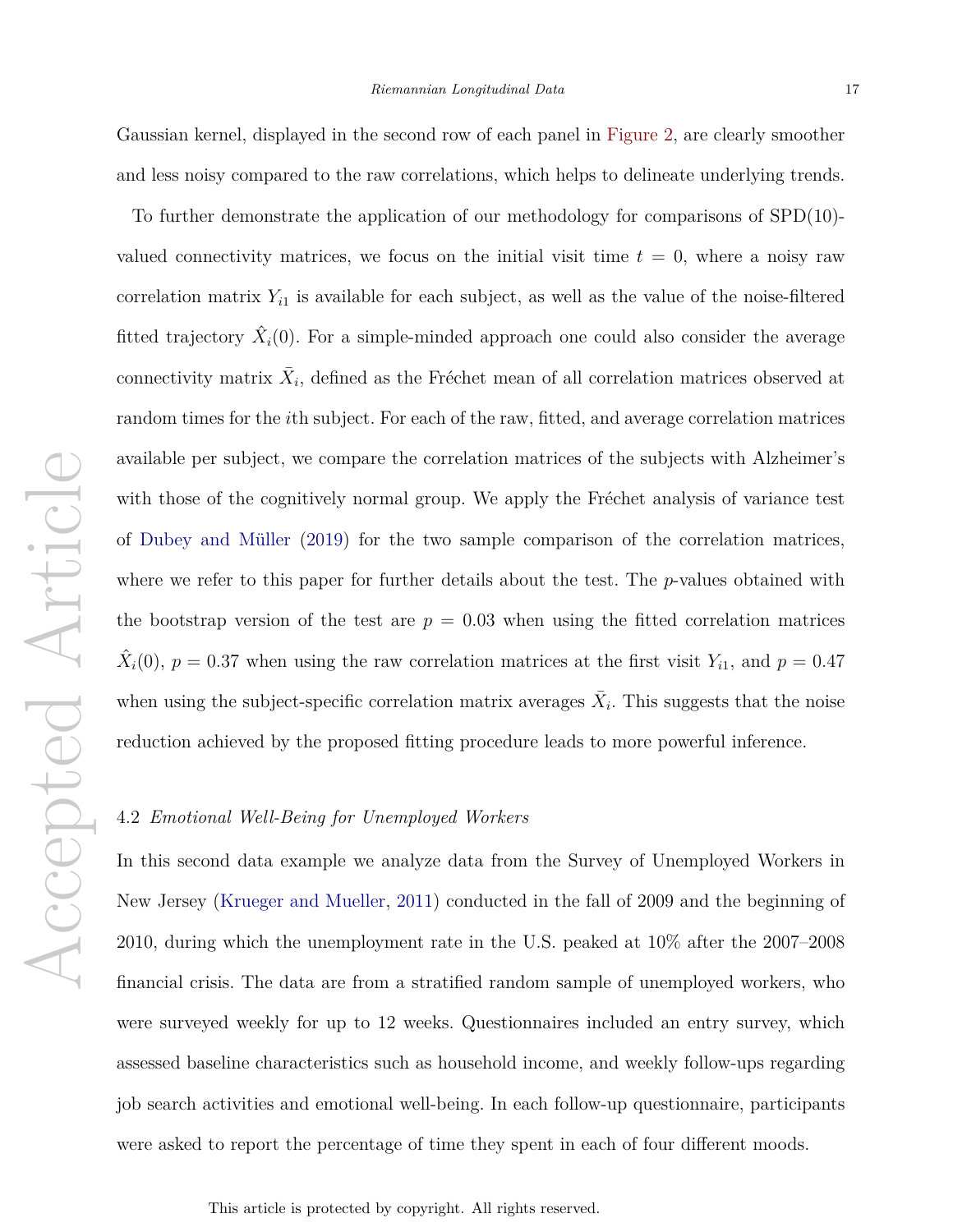Gaussian kernel, displayed in the second row of each panel in Figure 2, are clearly smoother and less noisy compared to the raw correlations, which helps to delineate underlying trends.

To further demonstrate the application of our methodology for comparisons of SPD(10)-valued connectivity matrices, we focus on the initial visit time $t = 0$, where a noisy raw correlation matrix $Y_{i1}$ is available for each subject, as well as the value of the noise-filtered fitted trajectory $\hat{X}_i(0)$. For a simple-minded approach one could also consider the average connectivity matrix $\bar{X}_i$, defined as the Fréchet mean of all correlation matrices observed at random times for the $i$th subject. For each of the raw, fitted, and average correlation matrices available per subject, we compare the correlation matrices of the subjects with Alzheimer's with those of the cognitively normal group. We apply the Fréchet analysis of variance test of Dubey and Müller (2019) for the two sample comparison of the correlation matrices, where we refer to this paper for further details about the test. The $p$-values obtained with the bootstrap version of the test are $p = 0.03$ when using the fitted correlation matrices $\hat{X}_i(0)$, $p = 0.37$ when using the raw correlation matrices at the first visit $Y_{i1}$, and $p = 0.47$ when using the subject-specific correlation matrix averages $\bar{X}_i$. This suggests that the noise reduction achieved by the proposed fitting procedure leads to more powerful inference.

### 4.2 *Emotional Well-Being for Unemployed Workers*

In this second data example we analyze data from the Survey of Unemployed Workers in New Jersey (Krueger and Mueller, 2011) conducted in the fall of 2009 and the beginning of 2010, during which the unemployment rate in the U.S. peaked at 10% after the 2007–2008 financial crisis. The data are from a stratified random sample of unemployed workers, who were surveyed weekly for up to 12 weeks. Questionnaires included an entry survey, which assessed baseline characteristics such as household income, and weekly follow-ups regarding job search activities and emotional well-being. In each follow-up questionnaire, participants were asked to report the percentage of time they spent in each of four different moods.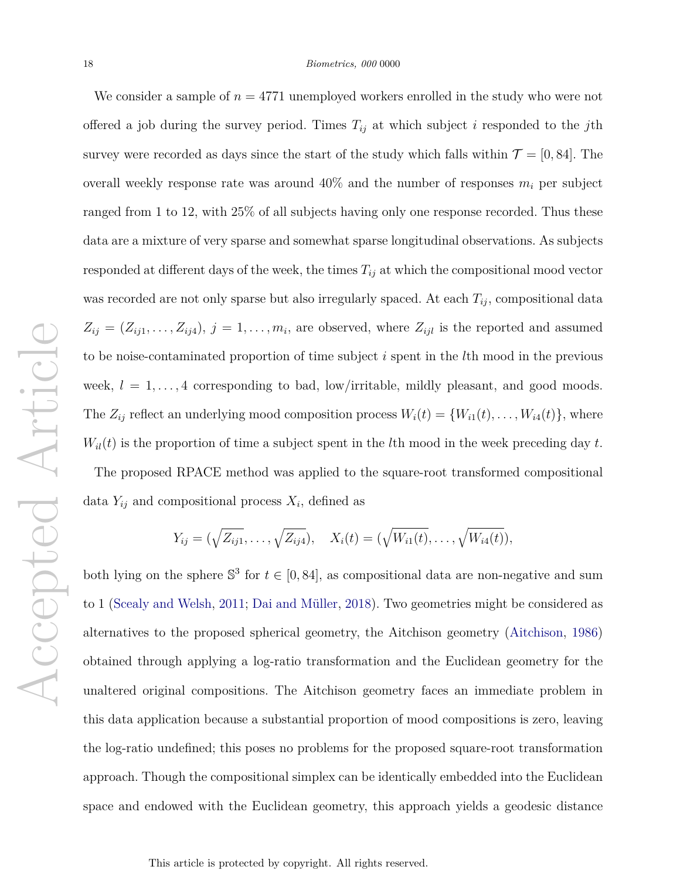We consider a sample of $n = 4771$ unemployed workers enrolled in the study who were not offered a job during the survey period. Times $T_{ij}$ at which subject $i$ responded to the $j$th survey were recorded as days since the start of the study which falls within $\mathcal{T} = [0, 84]$. The overall weekly response rate was around 40% and the number of responses $m_i$ per subject ranged from 1 to 12, with 25% of all subjects having only one response recorded. Thus these data are a mixture of very sparse and somewhat sparse longitudinal observations. As subjects responded at different days of the week, the times $T_{ij}$ at which the compositional mood vector was recorded are not only sparse but also irregularly spaced. At each $T_{ij}$, compositional data $Z_{ij} = (Z_{ij1}, \ldots, Z_{ij4})$, $j = 1, \ldots, m_i$, are observed, where $Z_{ijl}$ is the reported and assumed to be noise-contaminated proportion of time subject $i$ spent in the $l$th mood in the previous week, $l = 1, \ldots, 4$ corresponding to bad, low/irritable, mildly pleasant, and good moods. The $Z_{ij}$ reflect an underlying mood composition process $W_i(t) = \{W_{i1}(t), \ldots, W_{i4}(t)\}$, where $W_{il}(t)$ is the proportion of time a subject spent in the $l$th mood in the week preceding day $t$.

The proposed RPACE method was applied to the square-root transformed compositional data $Y_{ij}$ and compositional process $X_i$, defined as

$$Y_{ij} = (\sqrt{Z_{ij1}}, \ldots, \sqrt{Z_{ij4}}), \quad X_i(t) = (\sqrt{W_{i1}(t)}, \ldots, \sqrt{W_{i4}(t)}),$$

both lying on the sphere $\mathbb{S}^3$ for $t \in [0, 84]$, as compositional data are non-negative and sum to 1 (Scealy and Welsh, 2011; Dai and Müller, 2018). Two geometries might be considered as alternatives to the proposed spherical geometry, the Aitchison geometry (Aitchison, 1986) obtained through applying a log-ratio transformation and the Euclidean geometry for the unaltered original compositions. The Aitchison geometry faces an immediate problem in this data application because a substantial proportion of mood compositions is zero, leaving the log-ratio undefined; this poses no problems for the proposed square-root transformation approach. Though the compositional simplex can be identically embedded into the Euclidean space and endowed with the Euclidean geometry, this approach yields a geodesic distance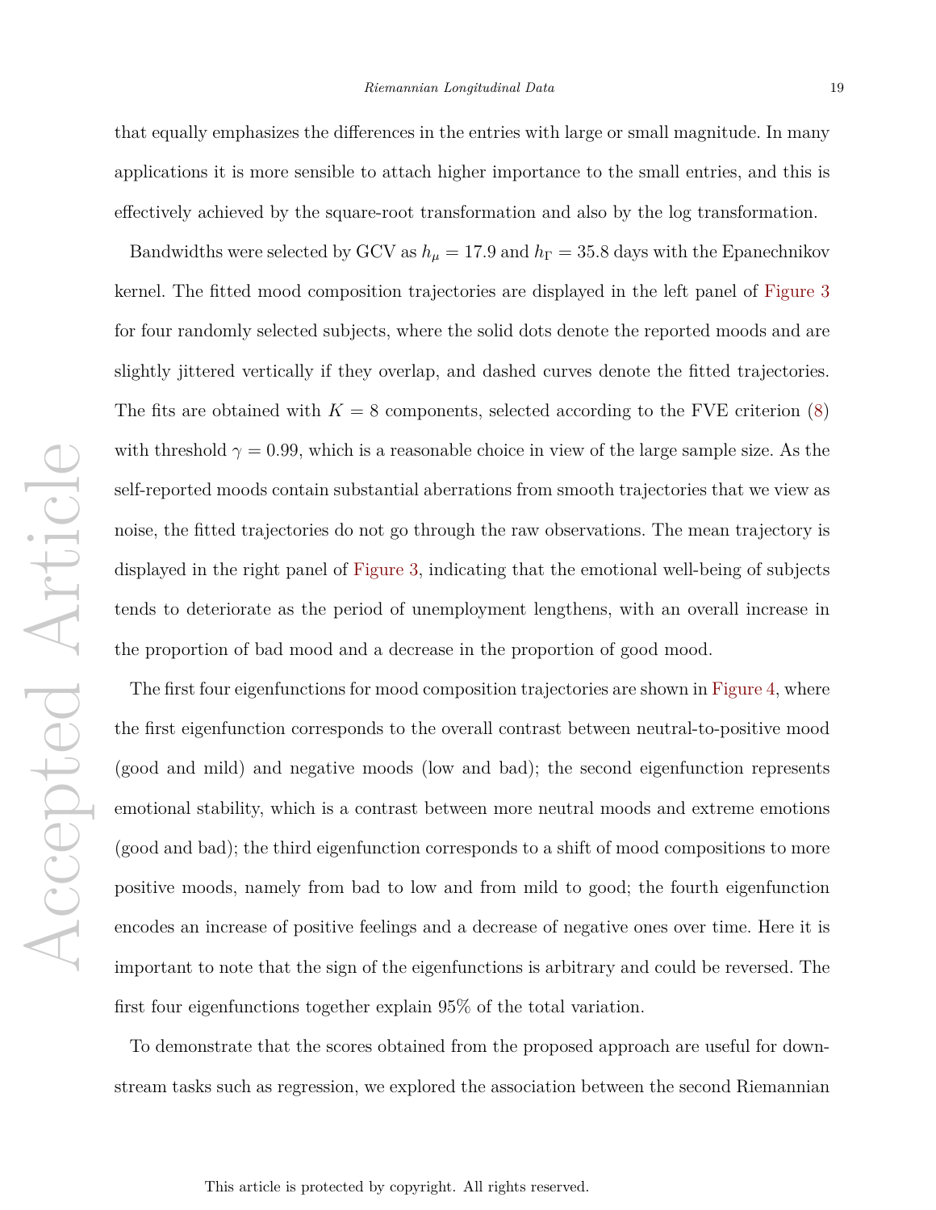that equally emphasizes the differences in the entries with large or small magnitude. In many applications it is more sensible to attach higher importance to the small entries, and this is effectively achieved by the square-root transformation and also by the log transformation.

Bandwidths were selected by GCV as $h_\mu = 17.9$ and $h_\Gamma = 35.8$ days with the Epanechnikov kernel. The fitted mood composition trajectories are displayed in the left panel of Figure 3 for four randomly selected subjects, where the solid dots denote the reported moods and are slightly jittered vertically if they overlap, and dashed curves denote the fitted trajectories. The fits are obtained with $K = 8$ components, selected according to the FVE criterion (8) with threshold $\gamma = 0.99$, which is a reasonable choice in view of the large sample size. As the self-reported moods contain substantial aberrations from smooth trajectories that we view as noise, the fitted trajectories do not go through the raw observations. The mean trajectory is displayed in the right panel of Figure 3, indicating that the emotional well-being of subjects tends to deteriorate as the period of unemployment lengthens, with an overall increase in the proportion of bad mood and a decrease in the proportion of good mood.

The first four eigenfunctions for mood composition trajectories are shown in Figure 4, where the first eigenfunction corresponds to the overall contrast between neutral-to-positive mood (good and mild) and negative moods (low and bad); the second eigenfunction represents emotional stability, which is a contrast between more neutral moods and extreme emotions (good and bad); the third eigenfunction corresponds to a shift of mood compositions to more positive moods, namely from bad to low and from mild to good; the fourth eigenfunction encodes an increase of positive feelings and a decrease of negative ones over time. Here it is important to note that the sign of the eigenfunctions is arbitrary and could be reversed. The first four eigenfunctions together explain 95% of the total variation.

To demonstrate that the scores obtained from the proposed approach are useful for downstream tasks such as regression, we explored the association between the second Riemannian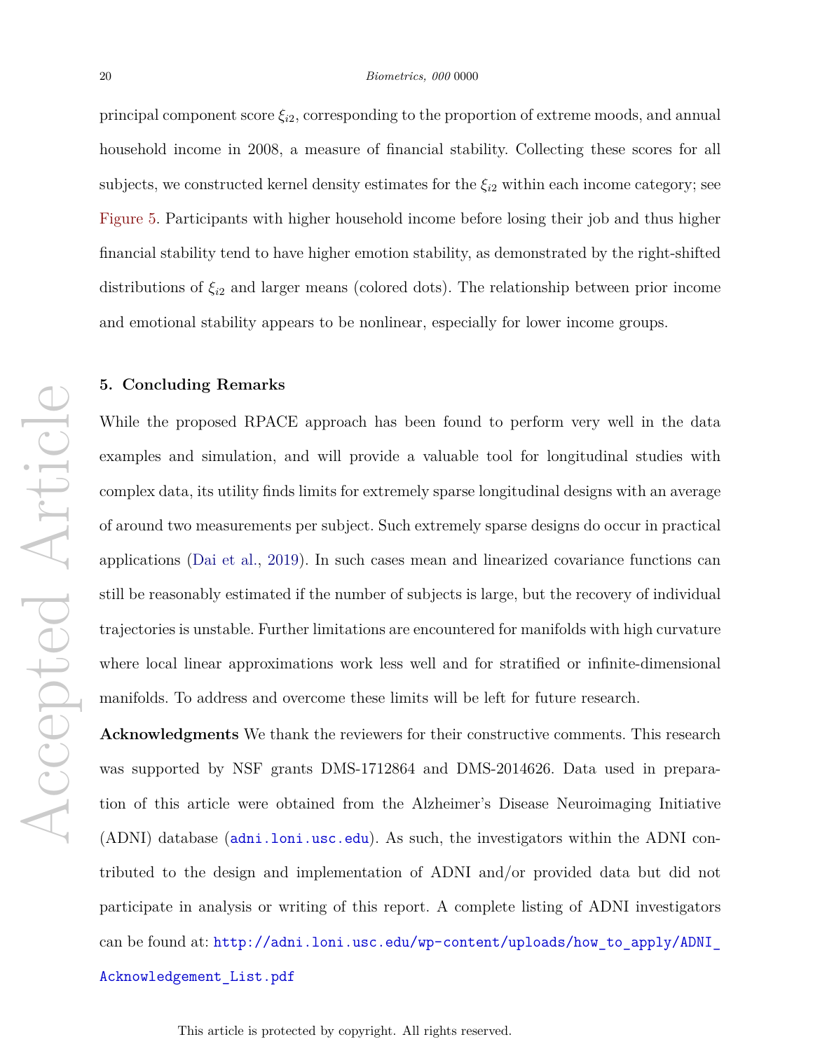principal component score $\xi_{i2}$, corresponding to the proportion of extreme moods, and annual household income in 2008, a measure of financial stability. Collecting these scores for all subjects, we constructed kernel density estimates for the $\xi_{i2}$ within each income category; see Figure 5. Participants with higher household income before losing their job and thus higher financial stability tend to have higher emotion stability, as demonstrated by the right-shifted distributions of $\xi_{i2}$ and larger means (colored dots). The relationship between prior income and emotional stability appears to be nonlinear, especially for lower income groups.

## 5. Concluding Remarks

While the proposed RPACE approach has been found to perform very well in the data examples and simulation, and will provide a valuable tool for longitudinal studies with complex data, its utility finds limits for extremely sparse longitudinal designs with an average of around two measurements per subject. Such extremely sparse designs do occur in practical applications (Dai et al., 2019). In such cases mean and linearized covariance functions can still be reasonably estimated if the number of subjects is large, but the recovery of individual trajectories is unstable. Further limitations are encountered for manifolds with high curvature where local linear approximations work less well and for stratified or infinite-dimensional manifolds. To address and overcome these limits will be left for future research.

**Acknowledgments** We thank the reviewers for their constructive comments. This research was supported by NSF grants DMS-1712864 and DMS-2014626. Data used in preparation of this article were obtained from the Alzheimer's Disease Neuroimaging Initiative (ADNI) database (adni.loni.usc.edu). As such, the investigators within the ADNI contributed to the design and implementation of ADNI and/or provided data but did not participate in analysis or writing of this report. A complete listing of ADNI investigators can be found at: http://adni.loni.usc.edu/wp-content/uploads/how_to_apply/ADNI_Acknowledgement_List.pdf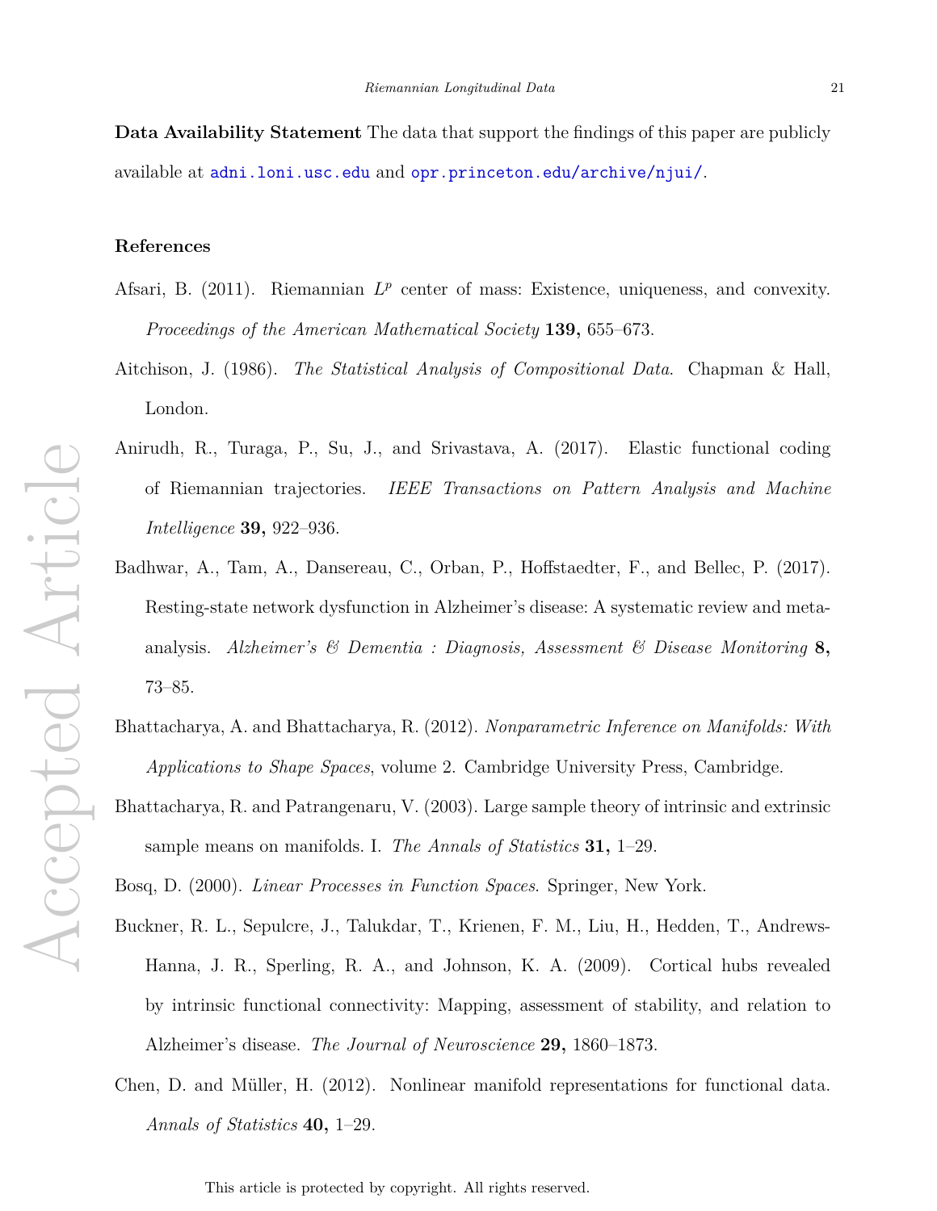**Data Availability Statement** The data that support the findings of this paper are publicly available at adni.loni.usc.edu and opr.princeton.edu/archive/njui/.

## References

Afsari, B. (2011). Riemannian $L^p$ center of mass: Existence, uniqueness, and convexity. *Proceedings of the American Mathematical Society* **139,** 655–673.

Aitchison, J. (1986). *The Statistical Analysis of Compositional Data*. Chapman & Hall, London.

Anirudh, R., Turaga, P., Su, J., and Srivastava, A. (2017). Elastic functional coding of Riemannian trajectories. *IEEE Transactions on Pattern Analysis and Machine Intelligence* **39,** 922–936.

Badhwar, A., Tam, A., Dansereau, C., Orban, P., Hoffstaedter, F., and Bellec, P. (2017). Resting-state network dysfunction in Alzheimer's disease: A systematic review and meta-analysis. *Alzheimer's & Dementia : Diagnosis, Assessment & Disease Monitoring* **8,** 73–85.

Bhattacharya, A. and Bhattacharya, R. (2012). *Nonparametric Inference on Manifolds: With Applications to Shape Spaces*, volume 2. Cambridge University Press, Cambridge.

Bhattacharya, R. and Patrangenaru, V. (2003). Large sample theory of intrinsic and extrinsic sample means on manifolds. I. *The Annals of Statistics* **31,** 1–29.

Bosq, D. (2000). *Linear Processes in Function Spaces*. Springer, New York.

Buckner, R. L., Sepulcre, J., Talukdar, T., Krienen, F. M., Liu, H., Hedden, T., Andrews-Hanna, J. R., Sperling, R. A., and Johnson, K. A. (2009). Cortical hubs revealed by intrinsic functional connectivity: Mapping, assessment of stability, and relation to Alzheimer's disease. *The Journal of Neuroscience* **29,** 1860–1873.

Chen, D. and Müller, H. (2012). Nonlinear manifold representations for functional data. *Annals of Statistics* **40,** 1–29.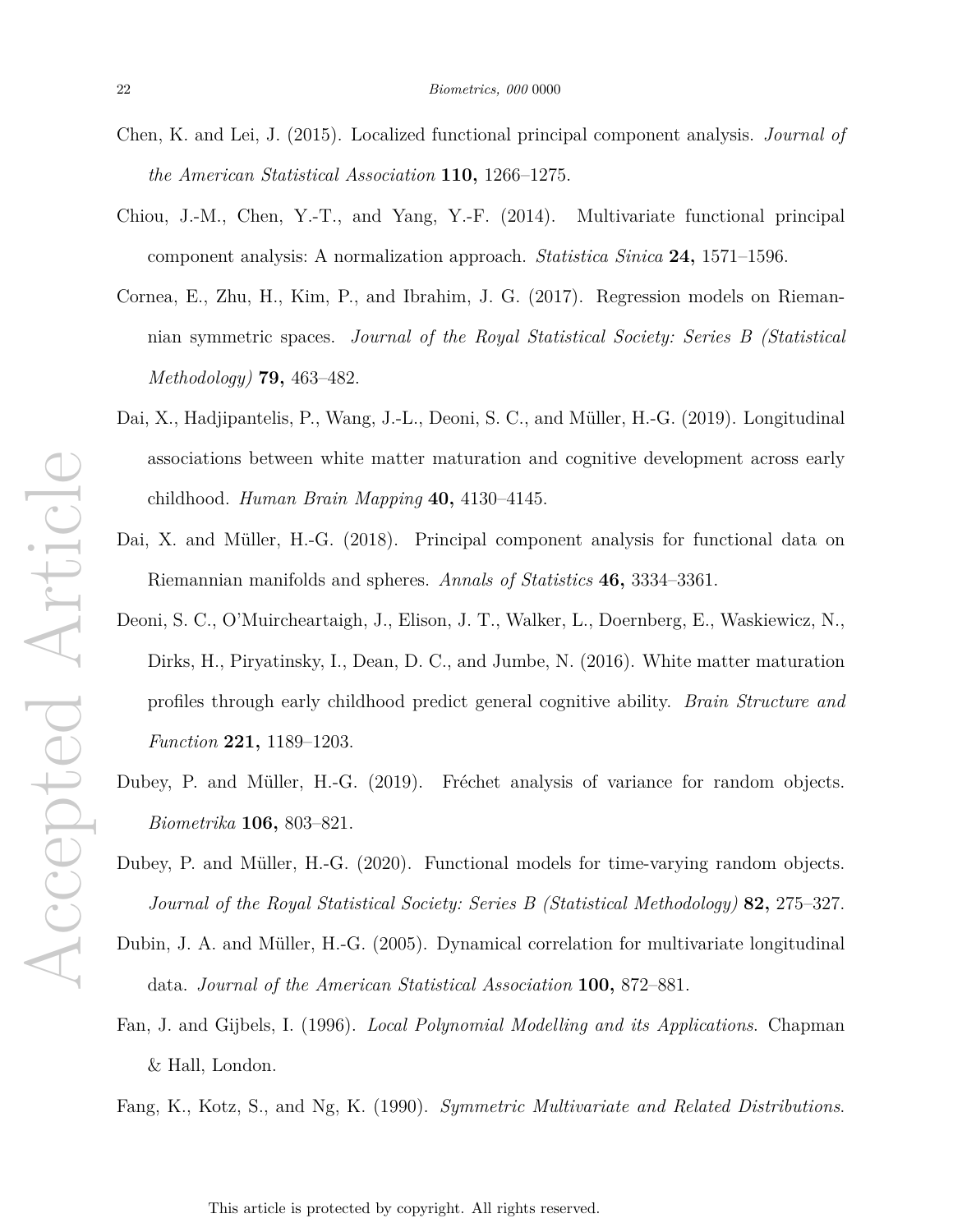Chen, K. and Lei, J. (2015). Localized functional principal component analysis. *Journal of the American Statistical Association* **110,** 1266–1275.

Chiou, J.-M., Chen, Y.-T., and Yang, Y.-F. (2014). Multivariate functional principal component analysis: A normalization approach. *Statistica Sinica* **24,** 1571–1596.

Cornea, E., Zhu, H., Kim, P., and Ibrahim, J. G. (2017). Regression models on Riemannian symmetric spaces. *Journal of the Royal Statistical Society: Series B (Statistical Methodology)* **79,** 463–482.

Dai, X., Hadjipantelis, P., Wang, J.-L., Deoni, S. C., and Müller, H.-G. (2019). Longitudinal associations between white matter maturation and cognitive development across early childhood. *Human Brain Mapping* **40,** 4130–4145.

Dai, X. and Müller, H.-G. (2018). Principal component analysis for functional data on Riemannian manifolds and spheres. *Annals of Statistics* **46,** 3334–3361.

Deoni, S. C., O'Muircheartaigh, J., Elison, J. T., Walker, L., Doernberg, E., Waskiewicz, N., Dirks, H., Piryatinsky, I., Dean, D. C., and Jumbe, N. (2016). White matter maturation profiles through early childhood predict general cognitive ability. *Brain Structure and Function* **221,** 1189–1203.

Dubey, P. and Müller, H.-G. (2019). Fréchet analysis of variance for random objects. *Biometrika* **106,** 803–821.

Dubey, P. and Müller, H.-G. (2020). Functional models for time-varying random objects. *Journal of the Royal Statistical Society: Series B (Statistical Methodology)* **82,** 275–327.

Dubin, J. A. and Müller, H.-G. (2005). Dynamical correlation for multivariate longitudinal data. *Journal of the American Statistical Association* **100,** 872–881.

Fan, J. and Gijbels, I. (1996). *Local Polynomial Modelling and its Applications*. Chapman & Hall, London.

Fang, K., Kotz, S., and Ng, K. (1990). *Symmetric Multivariate and Related Distributions*.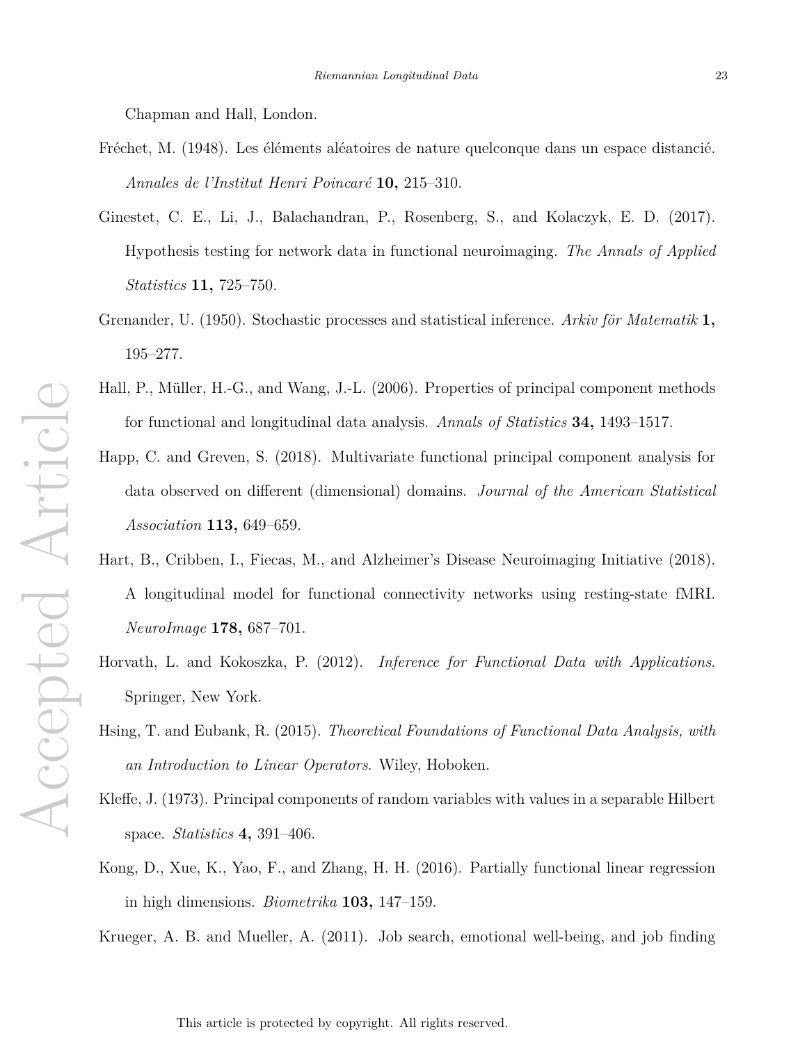Chapman and Hall, London.

Fréchet, M. (1948). Les éléments aléatoires de nature quelconque dans un espace distancié. *Annales de l'Institut Henri Poincaré* **10,** 215–310.

Ginestet, C. E., Li, J., Balachandran, P., Rosenberg, S., and Kolaczyk, E. D. (2017). Hypothesis testing for network data in functional neuroimaging. *The Annals of Applied Statistics* **11,** 725–750.

Grenander, U. (1950). Stochastic processes and statistical inference. *Arkiv för Matematik* **1,** 195–277.

Hall, P., Müller, H.-G., and Wang, J.-L. (2006). Properties of principal component methods for functional and longitudinal data analysis. *Annals of Statistics* **34,** 1493–1517.

Happ, C. and Greven, S. (2018). Multivariate functional principal component analysis for data observed on different (dimensional) domains. *Journal of the American Statistical Association* **113,** 649–659.

Hart, B., Cribben, I., Fiecas, M., and Alzheimer's Disease Neuroimaging Initiative (2018). A longitudinal model for functional connectivity networks using resting-state fMRI. *NeuroImage* **178,** 687–701.

Horvath, L. and Kokoszka, P. (2012). *Inference for Functional Data with Applications*. Springer, New York.

Hsing, T. and Eubank, R. (2015). *Theoretical Foundations of Functional Data Analysis, with an Introduction to Linear Operators*. Wiley, Hoboken.

Kleffe, J. (1973). Principal components of random variables with values in a separable Hilbert space. *Statistics* **4,** 391–406.

Kong, D., Xue, K., Yao, F., and Zhang, H. H. (2016). Partially functional linear regression in high dimensions. *Biometrika* **103,** 147–159.

Krueger, A. B. and Mueller, A. (2011). Job search, emotional well-being, and job finding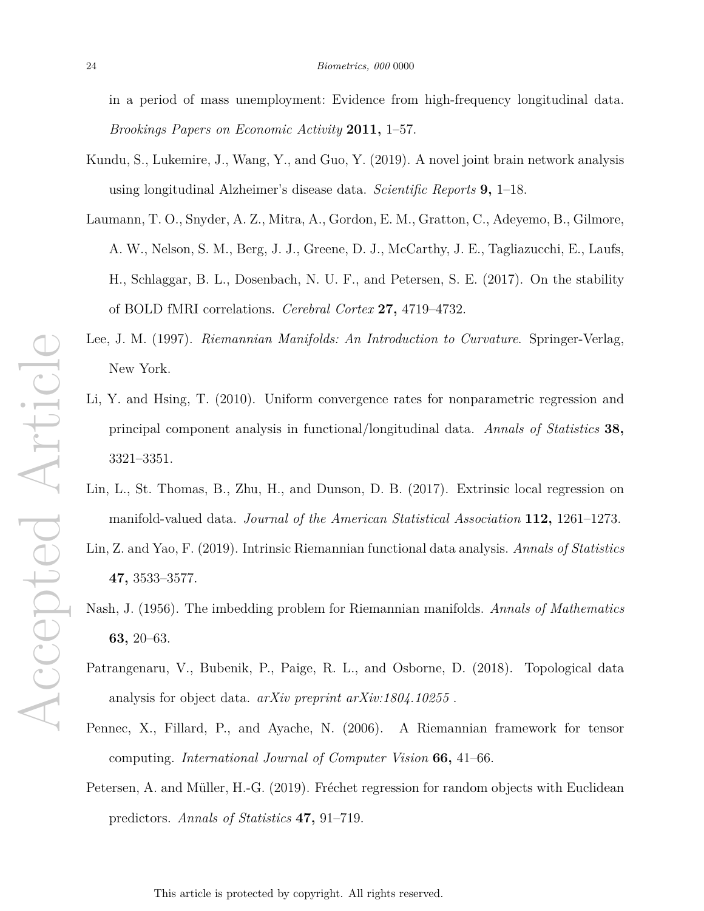in a period of mass unemployment: Evidence from high-frequency longitudinal data. *Brookings Papers on Economic Activity* **2011,** 1–57.

Kundu, S., Lukemire, J., Wang, Y., and Guo, Y. (2019). A novel joint brain network analysis using longitudinal Alzheimer's disease data. *Scientific Reports* **9,** 1–18.

Laumann, T. O., Snyder, A. Z., Mitra, A., Gordon, E. M., Gratton, C., Adeyemo, B., Gilmore, A. W., Nelson, S. M., Berg, J. J., Greene, D. J., McCarthy, J. E., Tagliazucchi, E., Laufs, H., Schlaggar, B. L., Dosenbach, N. U. F., and Petersen, S. E. (2017). On the stability of BOLD fMRI correlations. *Cerebral Cortex* **27,** 4719–4732.

Lee, J. M. (1997). *Riemannian Manifolds: An Introduction to Curvature*. Springer-Verlag, New York.

Li, Y. and Hsing, T. (2010). Uniform convergence rates for nonparametric regression and principal component analysis in functional/longitudinal data. *Annals of Statistics* **38,** 3321–3351.

Lin, L., St. Thomas, B., Zhu, H., and Dunson, D. B. (2017). Extrinsic local regression on manifold-valued data. *Journal of the American Statistical Association* **112,** 1261–1273.

Lin, Z. and Yao, F. (2019). Intrinsic Riemannian functional data analysis. *Annals of Statistics* **47,** 3533–3577.

Nash, J. (1956). The imbedding problem for Riemannian manifolds. *Annals of Mathematics* **63,** 20–63.

Patrangenaru, V., Bubenik, P., Paige, R. L., and Osborne, D. (2018). Topological data analysis for object data. *arXiv preprint arXiv:1804.10255* .

Pennec, X., Fillard, P., and Ayache, N. (2006). A Riemannian framework for tensor computing. *International Journal of Computer Vision* **66,** 41–66.

Petersen, A. and Müller, H.-G. (2019). Fréchet regression for random objects with Euclidean predictors. *Annals of Statistics* **47,** 91–719.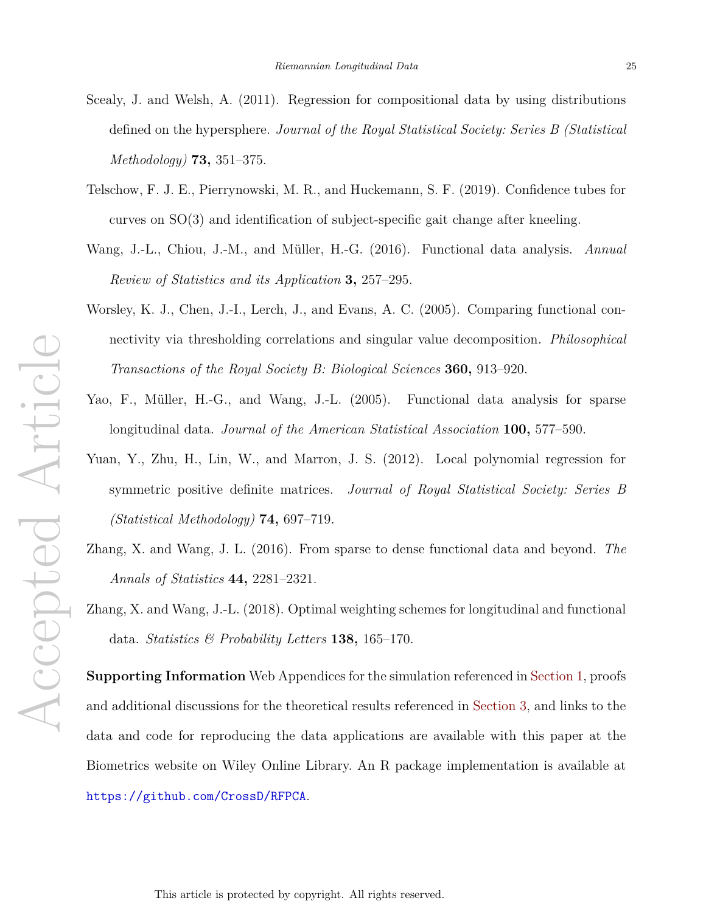Scealy, J. and Welsh, A. (2011). Regression for compositional data by using distributions defined on the hypersphere. *Journal of the Royal Statistical Society: Series B (Statistical Methodology)* **73,** 351–375.

Telschow, F. J. E., Pierrynowski, M. R., and Huckemann, S. F. (2019). Confidence tubes for curves on SO(3) and identification of subject-specific gait change after kneeling.

Wang, J.-L., Chiou, J.-M., and Müller, H.-G. (2016). Functional data analysis. *Annual Review of Statistics and its Application* **3,** 257–295.

Worsley, K. J., Chen, J.-I., Lerch, J., and Evans, A. C. (2005). Comparing functional connectivity via thresholding correlations and singular value decomposition. *Philosophical Transactions of the Royal Society B: Biological Sciences* **360,** 913–920.

Yao, F., Müller, H.-G., and Wang, J.-L. (2005). Functional data analysis for sparse longitudinal data. *Journal of the American Statistical Association* **100,** 577–590.

Yuan, Y., Zhu, H., Lin, W., and Marron, J. S. (2012). Local polynomial regression for symmetric positive definite matrices. *Journal of Royal Statistical Society: Series B (Statistical Methodology)* **74,** 697–719.

Zhang, X. and Wang, J. L. (2016). From sparse to dense functional data and beyond. *The Annals of Statistics* **44,** 2281–2321.

Zhang, X. and Wang, J.-L. (2018). Optimal weighting schemes for longitudinal and functional data. *Statistics & Probability Letters* **138,** 165–170.

**Supporting Information** Web Appendices for the simulation referenced in Section 1, proofs and additional discussions for the theoretical results referenced in Section 3, and links to the data and code for reproducing the data applications are available with this paper at the Biometrics website on Wiley Online Library. An R package implementation is available at https://github.com/CrossD/RFPCA.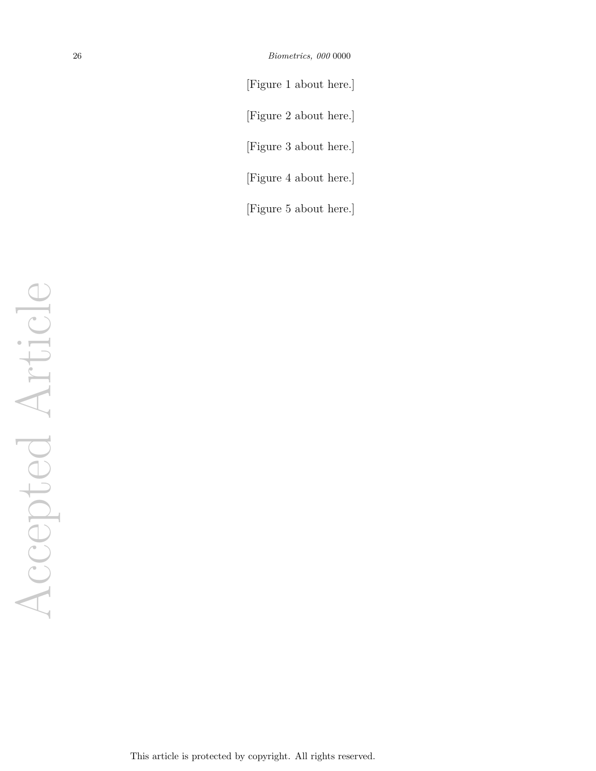[Figure 1 about here.]

[Figure 2 about here.]

[Figure 3 about here.]

[Figure 4 about here.]

[Figure 5 about here.]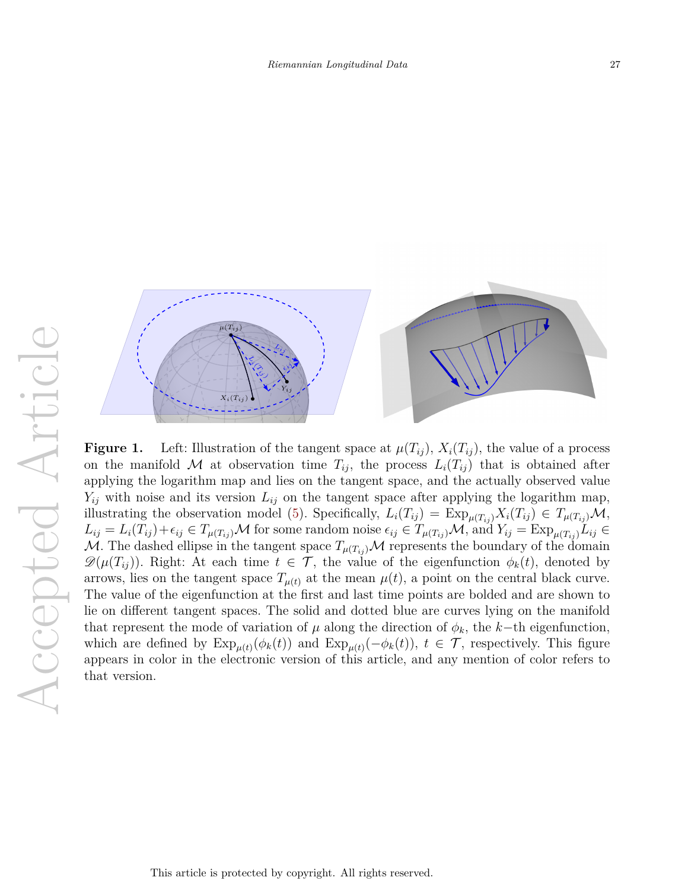**Figure 1.** Left: Illustration of the tangent space at $\mu(T_{ij})$, $X_i(T_{ij})$, the value of a process on the manifold $\mathcal{M}$ at observation time $T_{ij}$, the process $L_i(T_{ij})$ that is obtained after applying the logarithm map and lies on the tangent space, and the actually observed value $Y_{ij}$ with noise and its version $L_{ij}$ on the tangent space after applying the logarithm map, illustrating the observation model (5). Specifically, $L_i(T_{ij}) = \mathrm{Exp}_{\mu(T_{ij})} X_i(T_{ij}) \in T_{\mu(T_{ij})}\mathcal{M}$, $L_{ij} = L_i(T_{ij}) + \epsilon_{ij} \in T_{\mu(T_{ij})}\mathcal{M}$ for some random noise $\epsilon_{ij} \in T_{\mu(T_{ij})}\mathcal{M}$, and $Y_{ij} = \mathrm{Exp}_{\mu(T_{ij})} L_{ij} \in \mathcal{M}$. The dashed ellipse in the tangent space $T_{\mu(T_{ij})}\mathcal{M}$ represents the boundary of the domain $\mathscr{D}(\mu(T_{ij}))$. Right: At each time $t \in \mathcal{T}$, the value of the eigenfunction $\phi_k(t)$, denoted by arrows, lies on the tangent space $T_{\mu(t)}$ at the mean $\mu(t)$, a point on the central black curve. The value of the eigenfunction at the first and last time points are bolded and are shown to lie on different tangent spaces. The solid and dotted blue are curves lying on the manifold that represent the mode of variation of $\mu$ along the direction of $\phi_k$, the $k-$th eigenfunction, which are defined by $\mathrm{Exp}_{\mu(t)}(\phi_k(t))$ and $\mathrm{Exp}_{\mu(t)}(-\phi_k(t))$, $t \in \mathcal{T}$, respectively. This figure appears in color in the electronic version of this article, and any mention of color refers to that version.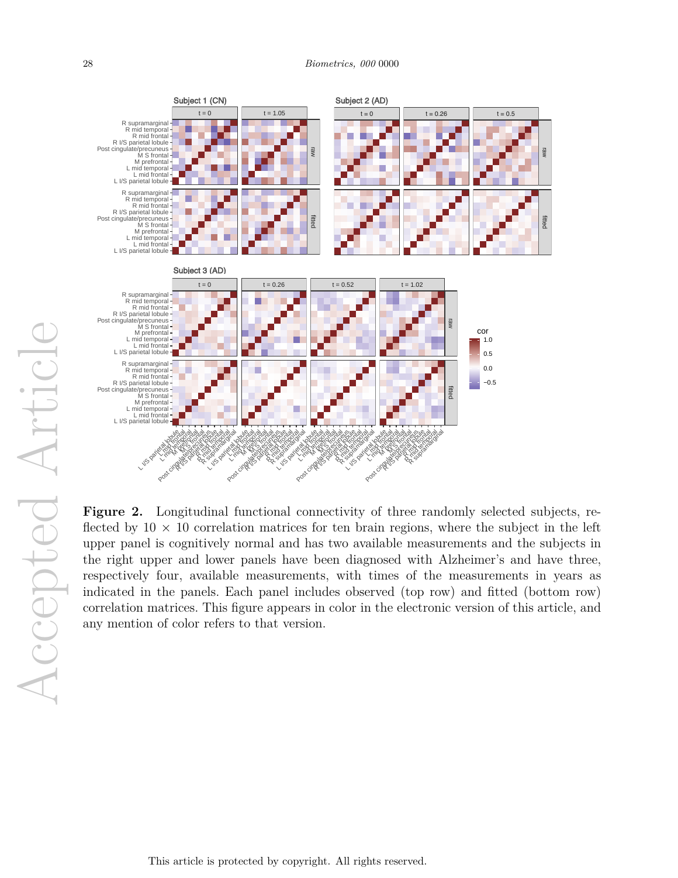**Figure 2.** Longitudinal functional connectivity of three randomly selected subjects, reflected by $10 \times 10$ correlation matrices for ten brain regions, where the subject in the left upper panel is cognitively normal and has two available measurements and the subjects in the right upper and lower panels have been diagnosed with Alzheimer's and have three, respectively four, available measurements, with times of the measurements in years as indicated in the panels. Each panel includes observed (top row) and fitted (bottom row) correlation matrices. This figure appears in color in the electronic version of this article, and any mention of color refers to that version.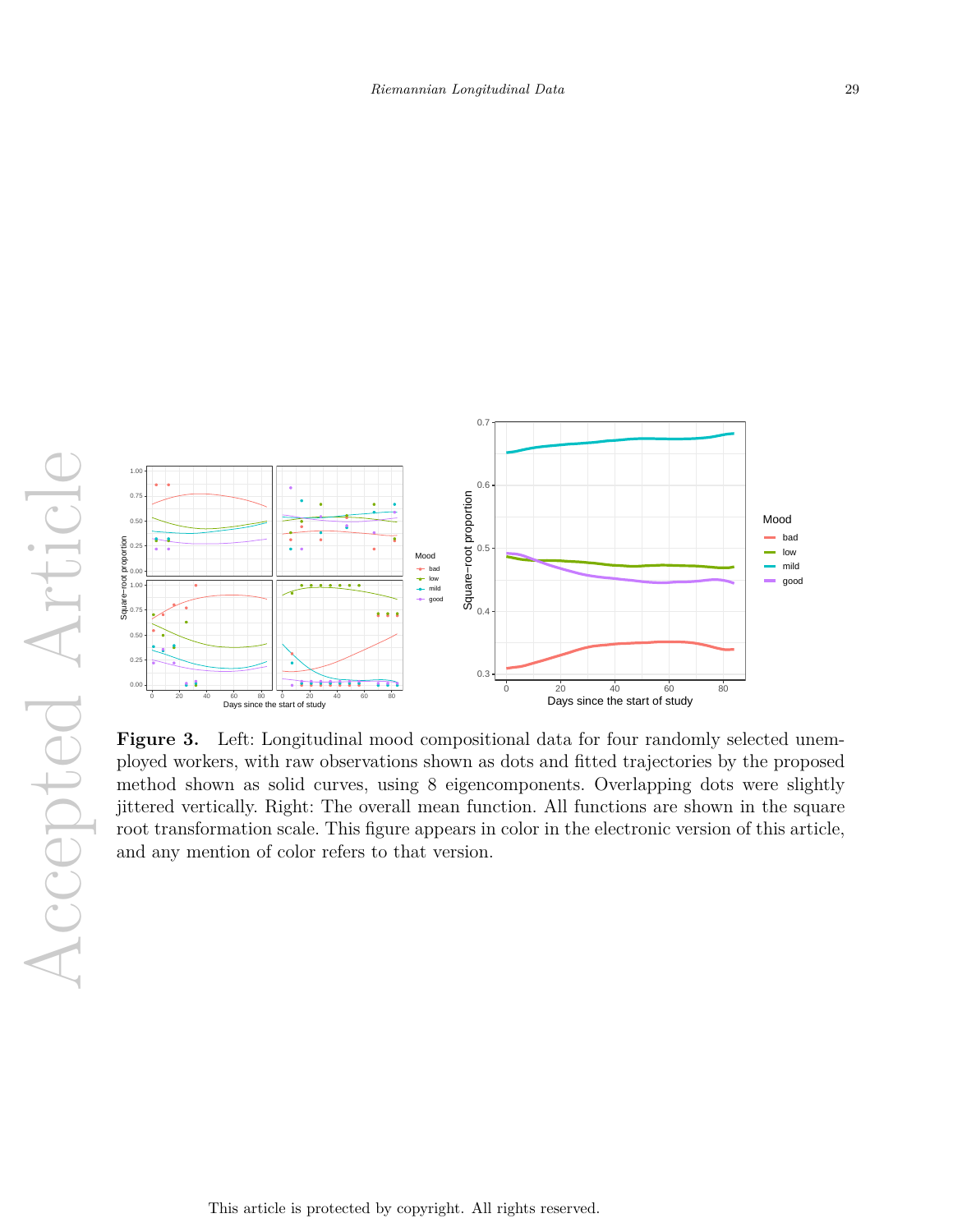**Figure 3.** Left: Longitudinal mood compositional data for four randomly selected unemployed workers, with raw observations shown as dots and fitted trajectories by the proposed method shown as solid curves, using 8 eigencomponents. Overlapping dots were slightly jittered vertically. Right: The overall mean function. All functions are shown in the square root transformation scale. This figure appears in color in the electronic version of this article, and any mention of color refers to that version.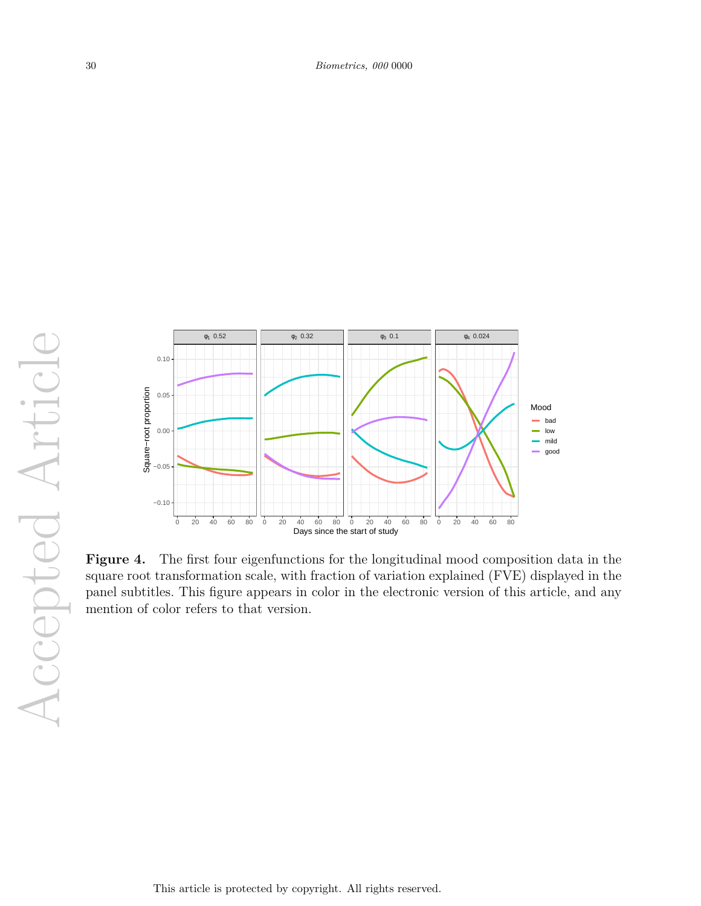**Figure 4.** The first four eigenfunctions for the longitudinal mood composition data in the square root transformation scale, with fraction of variation explained (FVE) displayed in the panel subtitles. This figure appears in color in the electronic version of this article, and any mention of color refers to that version.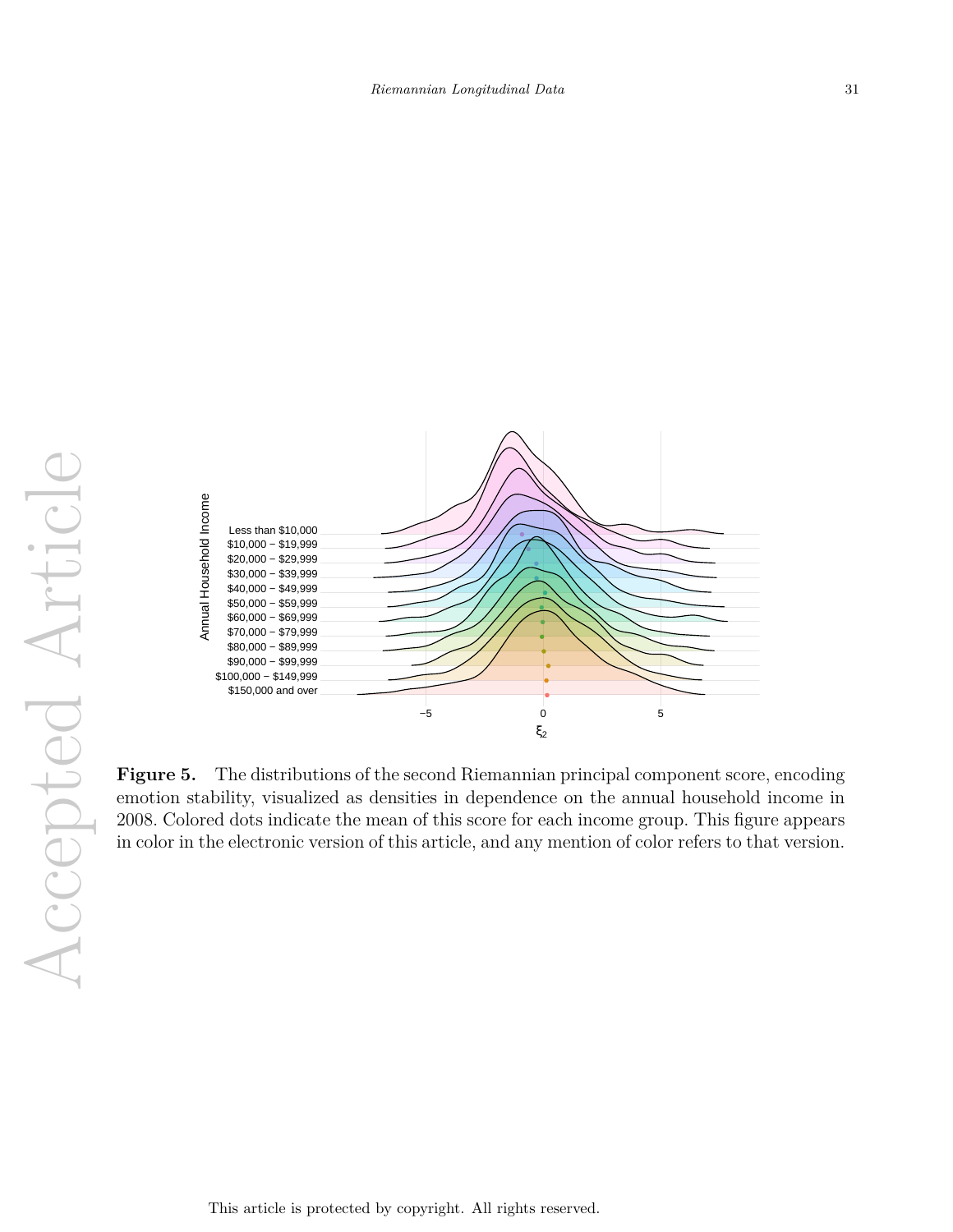Annual Household Income

Less than $10,000
$10,000 − $19,999
$20,000 − $29,999
$30,000 − $39,999
$40,000 − $49,999
$50,000 − $59,999
$60,000 − $69,999
$70,000 − $79,999
$80,000 − $89,999
$90,000 − $99,999
$100,000 − $149,999
$150,000 and over

−5
0
5

$\xi_2$

**Figure 5.** The distributions of the second Riemannian principal component score, encoding emotion stability, visualized as densities in dependence on the annual household income in 2008. Colored dots indicate the mean of this score for each income group. This figure appears in color in the electronic version of this article, and any mention of color refers to that version.